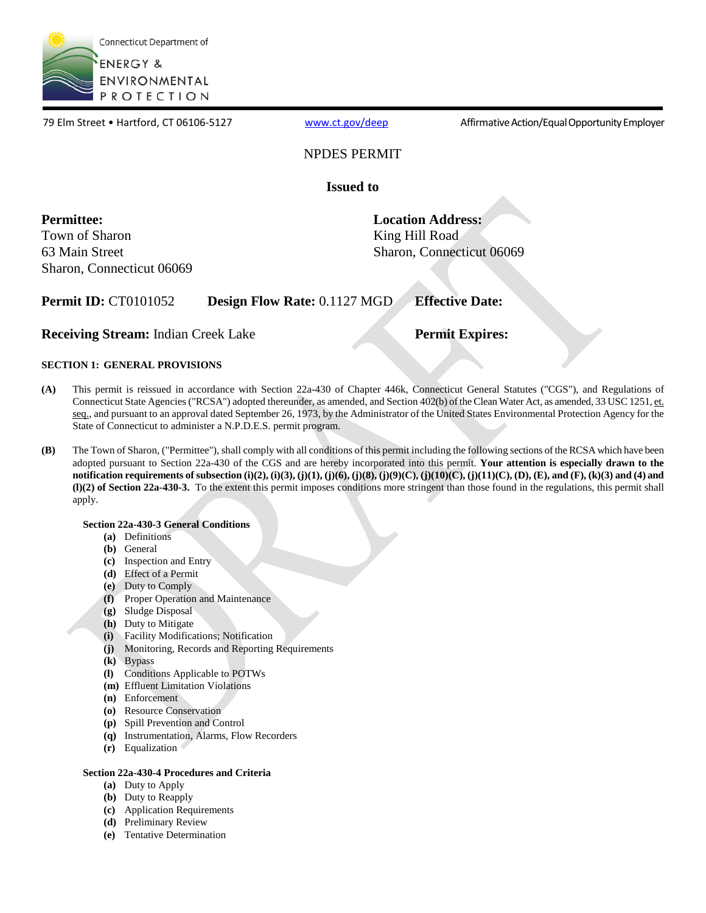Connecticut Department of
ENERGY & ENVIRONMENTAL PROTECTION

79 Elm Street • Hartford, CT 06106-5127 www.ct.gov/deep Affirmative Action/Equal Opportunity Employer

NPDES PERMIT

**Issued to**

**Permittee:**
Town of Sharon
63 Main Street
Sharon, Connecticut 06069

**Location Address:**
King Hill Road
Sharon, Connecticut 06069

**Permit ID:** CT0101052 **Design Flow Rate:** 0.1127 MGD **Effective Date:**

**Receiving Stream:** Indian Creek Lake **Permit Expires:**

**SECTION 1: GENERAL PROVISIONS**

**(A)** This permit is reissued in accordance with Section 22a-430 of Chapter 446k, Connecticut General Statutes ("CGS"), and Regulations of Connecticut State Agencies ("RCSA") adopted thereunder, as amended, and Section 402(b) of the Clean Water Act, as amended, 33 USC 1251, et. seq., and pursuant to an approval dated September 26, 1973, by the Administrator of the United States Environmental Protection Agency for the State of Connecticut to administer a N.P.D.E.S. permit program.

**(B)** The Town of Sharon, ("Permittee"), shall comply with all conditions of this permit including the following sections of the RCSA which have been adopted pursuant to Section 22a-430 of the CGS and are hereby incorporated into this permit. **Your attention is especially drawn to the notification requirements of subsection (i)(2), (i)(3), (j)(1), (j)(6), (j)(8), (j)(9)(C), (j)(10)(C), (j)(11)(C), (D), (E), and (F), (k)(3) and (4) and (l)(2) of Section 22a-430-3.** To the extent this permit imposes conditions more stringent than those found in the regulations, this permit shall apply.

**Section 22a-430-3 General Conditions**

- **(a)** Definitions
- **(b)** General
- **(c)** Inspection and Entry
- **(d)** Effect of a Permit
- **(e)** Duty to Comply
- **(f)** Proper Operation and Maintenance
- **(g)** Sludge Disposal
- **(h)** Duty to Mitigate
- **(i)** Facility Modifications; Notification
- **(j)** Monitoring, Records and Reporting Requirements
- **(k)** Bypass
- **(l)** Conditions Applicable to POTWs
- **(m)** Effluent Limitation Violations
- **(n)** Enforcement
- **(o)** Resource Conservation
- **(p)** Spill Prevention and Control
- **(q)** Instrumentation, Alarms, Flow Recorders
- **(r)** Equalization

**Section 22a-430-4 Procedures and Criteria**

- **(a)** Duty to Apply
- **(b)** Duty to Reapply
- **(c)** Application Requirements
- **(d)** Preliminary Review
- **(e)** Tentative Determination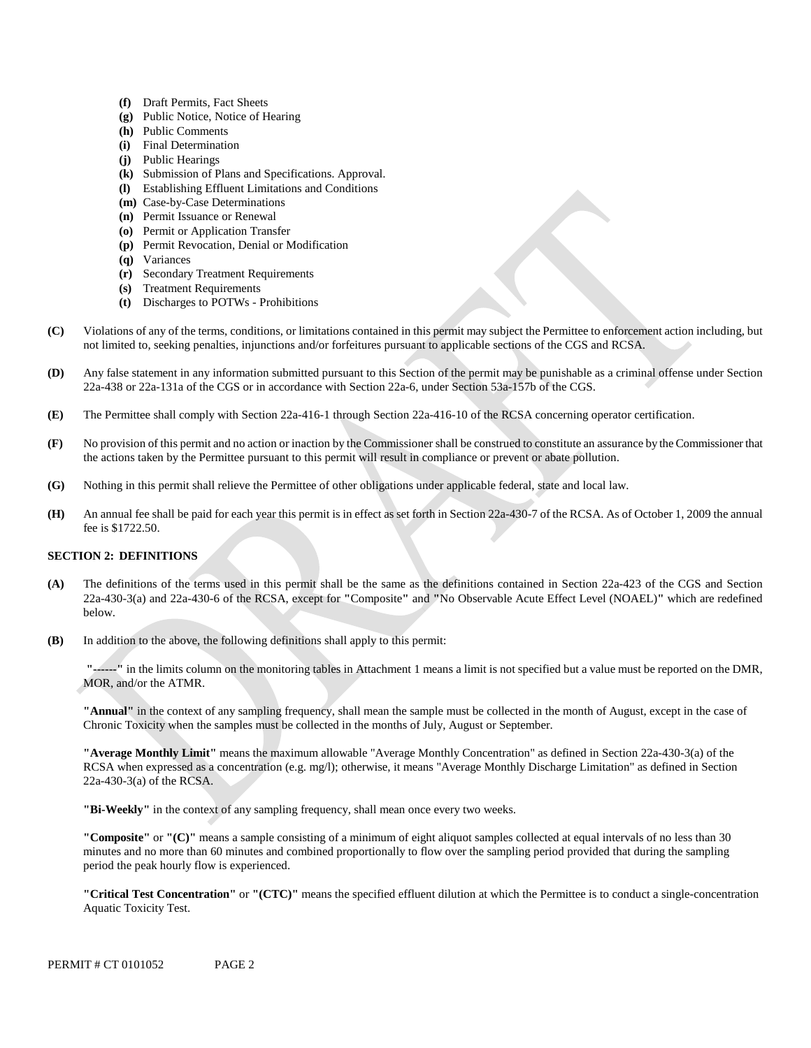- **(f)** Draft Permits, Fact Sheets
- **(g)** Public Notice, Notice of Hearing
- **(h)** Public Comments
- **(i)** Final Determination
- **(j)** Public Hearings
- **(k)** Submission of Plans and Specifications. Approval.
- **(l)** Establishing Effluent Limitations and Conditions
- **(m)** Case-by-Case Determinations
- **(n)** Permit Issuance or Renewal
- **(o)** Permit or Application Transfer
- **(p)** Permit Revocation, Denial or Modification
- **(q)** Variances
- **(r)** Secondary Treatment Requirements
- **(s)** Treatment Requirements
- **(t)** Discharges to POTWs - Prohibitions

**(C)** Violations of any of the terms, conditions, or limitations contained in this permit may subject the Permittee to enforcement action including, but not limited to, seeking penalties, injunctions and/or forfeitures pursuant to applicable sections of the CGS and RCSA.

**(D)** Any false statement in any information submitted pursuant to this Section of the permit may be punishable as a criminal offense under Section 22a-438 or 22a-131a of the CGS or in accordance with Section 22a-6, under Section 53a-157b of the CGS.

**(E)** The Permittee shall comply with Section 22a-416-1 through Section 22a-416-10 of the RCSA concerning operator certification.

**(F)** No provision of this permit and no action or inaction by the Commissioner shall be construed to constitute an assurance by the Commissioner that the actions taken by the Permittee pursuant to this permit will result in compliance or prevent or abate pollution.

**(G)** Nothing in this permit shall relieve the Permittee of other obligations under applicable federal, state and local law.

**(H)** An annual fee shall be paid for each year this permit is in effect as set forth in Section 22a-430-7 of the RCSA. As of October 1, 2009 the annual fee is $1722.50.

## SECTION 2: DEFINITIONS

**(A)** The definitions of the terms used in this permit shall be the same as the definitions contained in Section 22a-423 of the CGS and Section 22a-430-3(a) and 22a-430-6 of the RCSA, except for **"**Composite**"** and **"**No Observable Acute Effect Level (NOAEL)**"** which are redefined below.

**(B)** In addition to the above, the following definitions shall apply to this permit:

**"------"** in the limits column on the monitoring tables in Attachment 1 means a limit is not specified but a value must be reported on the DMR, MOR, and/or the ATMR.

**"Annual"** in the context of any sampling frequency, shall mean the sample must be collected in the month of August, except in the case of Chronic Toxicity when the samples must be collected in the months of July, August or September.

**"Average Monthly Limit"** means the maximum allowable "Average Monthly Concentration" as defined in Section 22a-430-3(a) of the RCSA when expressed as a concentration (e.g. mg/l); otherwise, it means "Average Monthly Discharge Limitation" as defined in Section 22a-430-3(a) of the RCSA.

**"Bi-Weekly"** in the context of any sampling frequency, shall mean once every two weeks.

**"Composite"** or **"(C)"** means a sample consisting of a minimum of eight aliquot samples collected at equal intervals of no less than 30 minutes and no more than 60 minutes and combined proportionally to flow over the sampling period provided that during the sampling period the peak hourly flow is experienced.

**"Critical Test Concentration"** or **"(CTC)"** means the specified effluent dilution at which the Permittee is to conduct a single-concentration Aquatic Toxicity Test.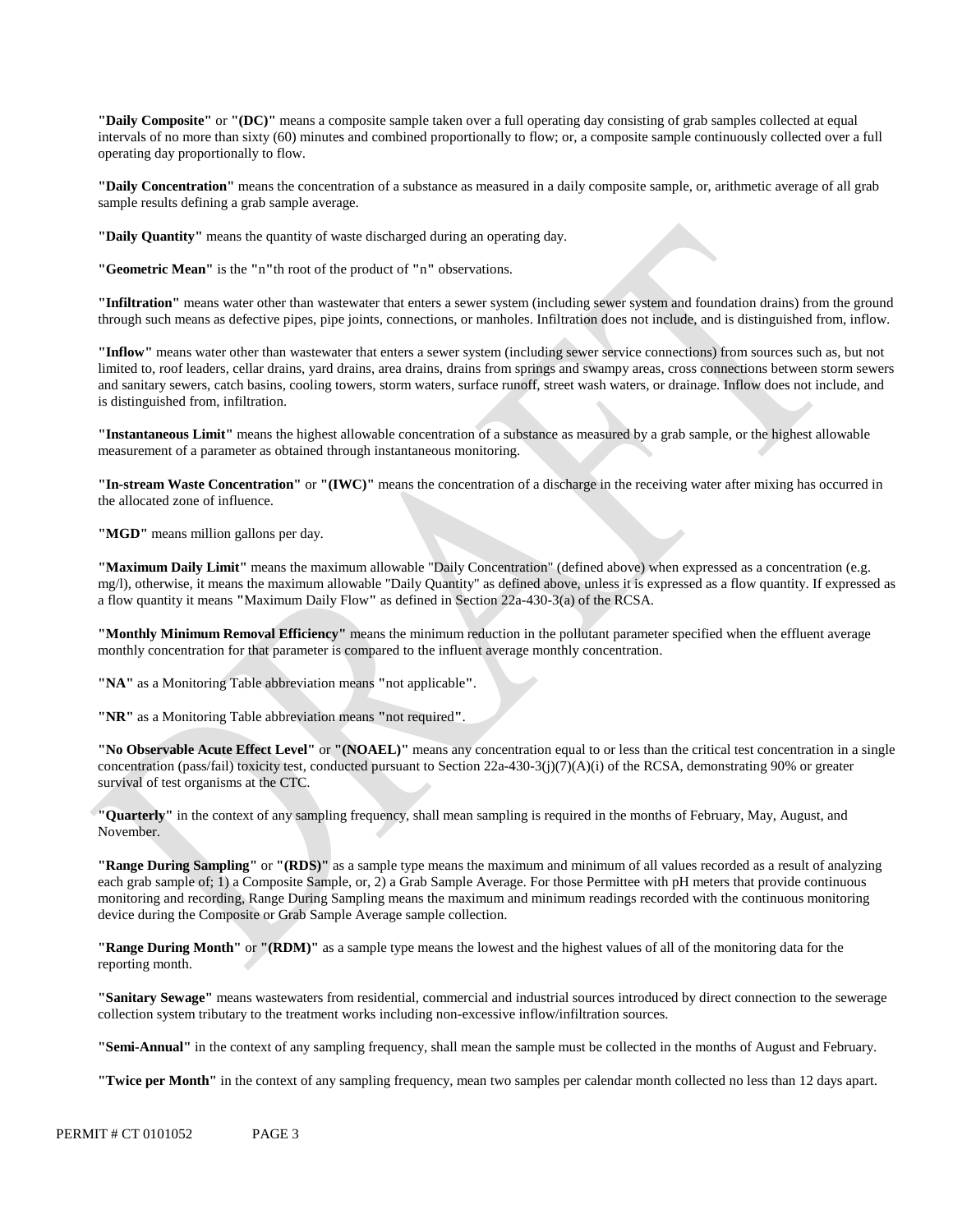**"Daily Composite"** or **"(DC)"** means a composite sample taken over a full operating day consisting of grab samples collected at equal intervals of no more than sixty (60) minutes and combined proportionally to flow; or, a composite sample continuously collected over a full operating day proportionally to flow.

**"Daily Concentration"** means the concentration of a substance as measured in a daily composite sample, or, arithmetic average of all grab sample results defining a grab sample average.

**"Daily Quantity"** means the quantity of waste discharged during an operating day.

**"Geometric Mean"** is the **"n"**th root of the product of **"n"** observations.

**"Infiltration"** means water other than wastewater that enters a sewer system (including sewer system and foundation drains) from the ground through such means as defective pipes, pipe joints, connections, or manholes. Infiltration does not include, and is distinguished from, inflow.

**"Inflow"** means water other than wastewater that enters a sewer system (including sewer service connections) from sources such as, but not limited to, roof leaders, cellar drains, yard drains, area drains, drains from springs and swampy areas, cross connections between storm sewers and sanitary sewers, catch basins, cooling towers, storm waters, surface runoff, street wash waters, or drainage. Inflow does not include, and is distinguished from, infiltration.

**"Instantaneous Limit"** means the highest allowable concentration of a substance as measured by a grab sample, or the highest allowable measurement of a parameter as obtained through instantaneous monitoring.

**"In-stream Waste Concentration"** or **"(IWC)"** means the concentration of a discharge in the receiving water after mixing has occurred in the allocated zone of influence.

**"MGD"** means million gallons per day.

**"Maximum Daily Limit"** means the maximum allowable "Daily Concentration" (defined above) when expressed as a concentration (e.g. mg/l), otherwise, it means the maximum allowable "Daily Quantity" as defined above, unless it is expressed as a flow quantity. If expressed as a flow quantity it means **"**Maximum Daily Flow**"** as defined in Section 22a-430-3(a) of the RCSA.

**"Monthly Minimum Removal Efficiency"** means the minimum reduction in the pollutant parameter specified when the effluent average monthly concentration for that parameter is compared to the influent average monthly concentration.

**"NA"** as a Monitoring Table abbreviation means **"**not applicable**"**.

**"NR"** as a Monitoring Table abbreviation means **"**not required**"**.

**"No Observable Acute Effect Level"** or **"(NOAEL)"** means any concentration equal to or less than the critical test concentration in a single concentration (pass/fail) toxicity test, conducted pursuant to Section 22a-430-3(j)(7)(A)(i) of the RCSA, demonstrating 90% or greater survival of test organisms at the CTC.

**"Quarterly"** in the context of any sampling frequency, shall mean sampling is required in the months of February, May, August, and November.

**"Range During Sampling"** or **"(RDS)"** as a sample type means the maximum and minimum of all values recorded as a result of analyzing each grab sample of; 1) a Composite Sample, or, 2) a Grab Sample Average. For those Permittee with pH meters that provide continuous monitoring and recording, Range During Sampling means the maximum and minimum readings recorded with the continuous monitoring device during the Composite or Grab Sample Average sample collection.

**"Range During Month"** or **"(RDM)"** as a sample type means the lowest and the highest values of all of the monitoring data for the reporting month.

**"Sanitary Sewage"** means wastewaters from residential, commercial and industrial sources introduced by direct connection to the sewerage collection system tributary to the treatment works including non-excessive inflow/infiltration sources.

**"Semi-Annual"** in the context of any sampling frequency, shall mean the sample must be collected in the months of August and February.

**"Twice per Month"** in the context of any sampling frequency, mean two samples per calendar month collected no less than 12 days apart.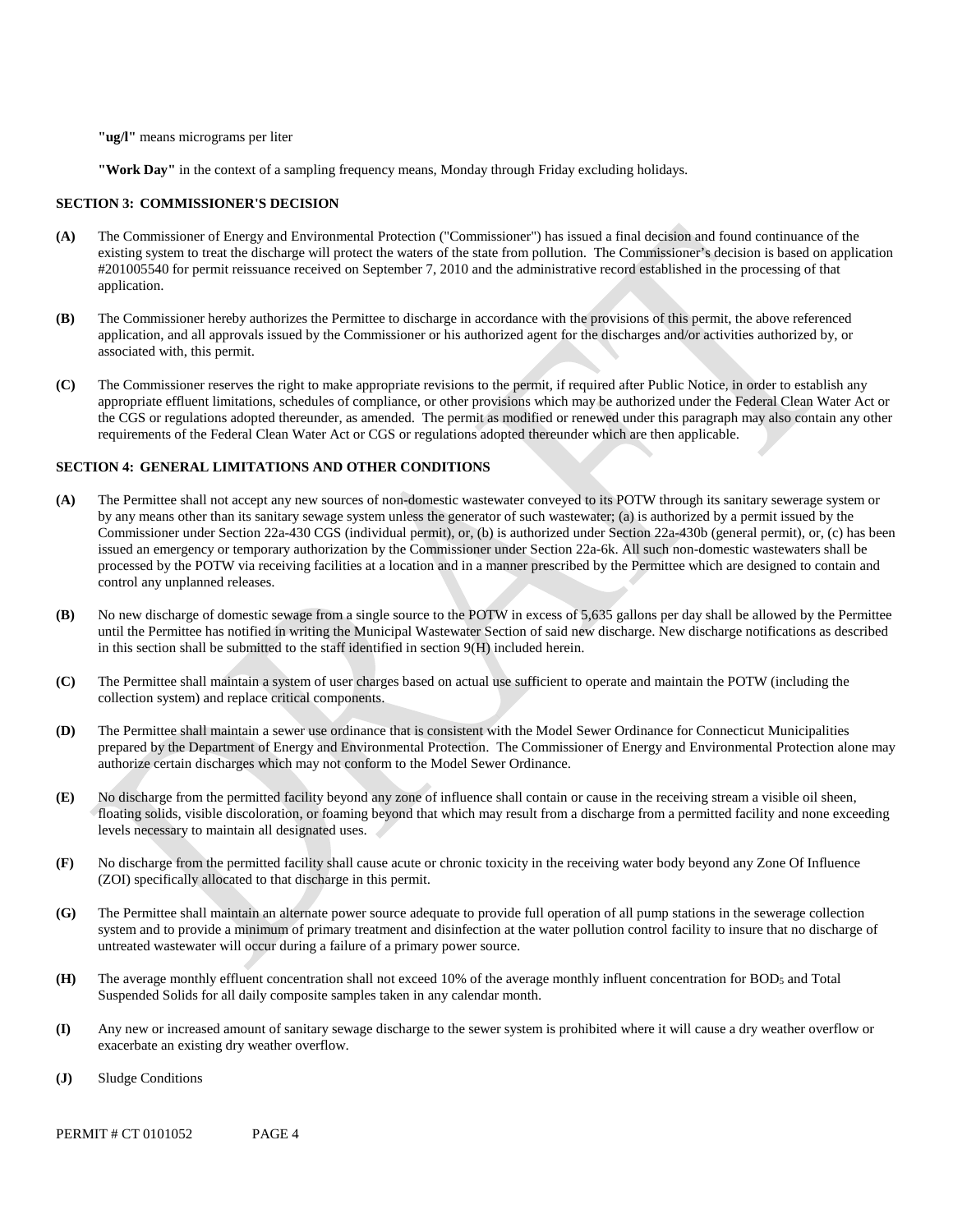**"ug/l"** means micrograms per liter

**"Work Day"** in the context of a sampling frequency means, Monday through Friday excluding holidays.

## SECTION 3: COMMISSIONER'S DECISION

**(A)** The Commissioner of Energy and Environmental Protection ("Commissioner") has issued a final decision and found continuance of the existing system to treat the discharge will protect the waters of the state from pollution. The Commissioner's decision is based on application #201005540 for permit reissuance received on September 7, 2010 and the administrative record established in the processing of that application.

**(B)** The Commissioner hereby authorizes the Permittee to discharge in accordance with the provisions of this permit, the above referenced application, and all approvals issued by the Commissioner or his authorized agent for the discharges and/or activities authorized by, or associated with, this permit.

**(C)** The Commissioner reserves the right to make appropriate revisions to the permit, if required after Public Notice, in order to establish any appropriate effluent limitations, schedules of compliance, or other provisions which may be authorized under the Federal Clean Water Act or the CGS or regulations adopted thereunder, as amended. The permit as modified or renewed under this paragraph may also contain any other requirements of the Federal Clean Water Act or CGS or regulations adopted thereunder which are then applicable.

## SECTION 4: GENERAL LIMITATIONS AND OTHER CONDITIONS

**(A)** The Permittee shall not accept any new sources of non-domestic wastewater conveyed to its POTW through its sanitary sewerage system or by any means other than its sanitary sewage system unless the generator of such wastewater; (a) is authorized by a permit issued by the Commissioner under Section 22a-430 CGS (individual permit), or, (b) is authorized under Section 22a-430b (general permit), or, (c) has been issued an emergency or temporary authorization by the Commissioner under Section 22a-6k. All such non-domestic wastewaters shall be processed by the POTW via receiving facilities at a location and in a manner prescribed by the Permittee which are designed to contain and control any unplanned releases.

**(B)** No new discharge of domestic sewage from a single source to the POTW in excess of 5,635 gallons per day shall be allowed by the Permittee until the Permittee has notified in writing the Municipal Wastewater Section of said new discharge. New discharge notifications as described in this section shall be submitted to the staff identified in section 9(H) included herein.

**(C)** The Permittee shall maintain a system of user charges based on actual use sufficient to operate and maintain the POTW (including the collection system) and replace critical components.

**(D)** The Permittee shall maintain a sewer use ordinance that is consistent with the Model Sewer Ordinance for Connecticut Municipalities prepared by the Department of Energy and Environmental Protection. The Commissioner of Energy and Environmental Protection alone may authorize certain discharges which may not conform to the Model Sewer Ordinance.

**(E)** No discharge from the permitted facility beyond any zone of influence shall contain or cause in the receiving stream a visible oil sheen, floating solids, visible discoloration, or foaming beyond that which may result from a discharge from a permitted facility and none exceeding levels necessary to maintain all designated uses.

**(F)** No discharge from the permitted facility shall cause acute or chronic toxicity in the receiving water body beyond any Zone Of Influence (ZOI) specifically allocated to that discharge in this permit.

**(G)** The Permittee shall maintain an alternate power source adequate to provide full operation of all pump stations in the sewerage collection system and to provide a minimum of primary treatment and disinfection at the water pollution control facility to insure that no discharge of untreated wastewater will occur during a failure of a primary power source.

**(H)** The average monthly effluent concentration shall not exceed 10% of the average monthly influent concentration for $BOD_5$ and Total Suspended Solids for all daily composite samples taken in any calendar month.

**(I)** Any new or increased amount of sanitary sewage discharge to the sewer system is prohibited where it will cause a dry weather overflow or exacerbate an existing dry weather overflow.

**(J)** Sludge Conditions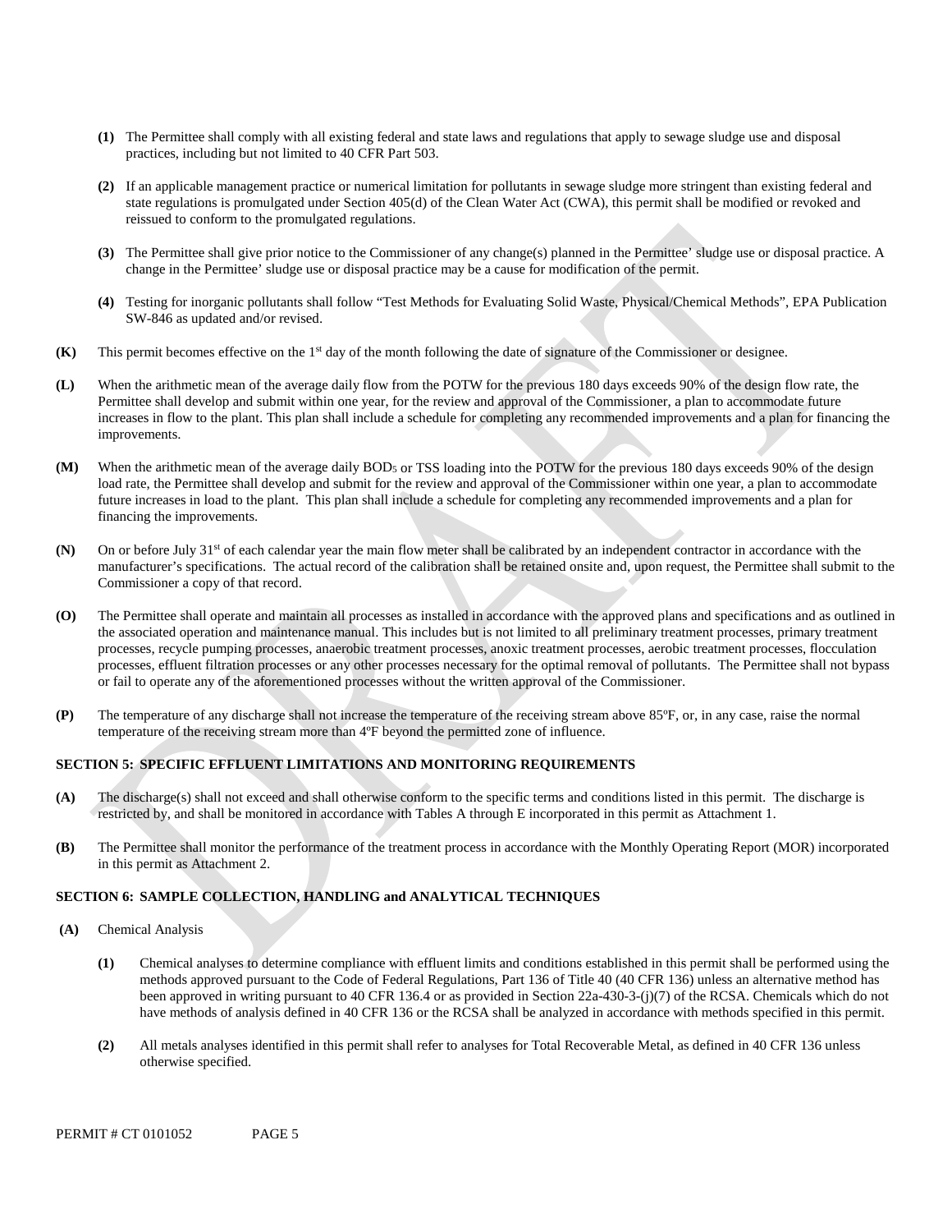**(1)** The Permittee shall comply with all existing federal and state laws and regulations that apply to sewage sludge use and disposal practices, including but not limited to 40 CFR Part 503.

**(2)** If an applicable management practice or numerical limitation for pollutants in sewage sludge more stringent than existing federal and state regulations is promulgated under Section 405(d) of the Clean Water Act (CWA), this permit shall be modified or revoked and reissued to conform to the promulgated regulations.

**(3)** The Permittee shall give prior notice to the Commissioner of any change(s) planned in the Permittee' sludge use or disposal practice. A change in the Permittee' sludge use or disposal practice may be a cause for modification of the permit.

**(4)** Testing for inorganic pollutants shall follow "Test Methods for Evaluating Solid Waste, Physical/Chemical Methods", EPA Publication SW-846 as updated and/or revised.

**(K)** This permit becomes effective on the 1st day of the month following the date of signature of the Commissioner or designee.

**(L)** When the arithmetic mean of the average daily flow from the POTW for the previous 180 days exceeds 90% of the design flow rate, the Permittee shall develop and submit within one year, for the review and approval of the Commissioner, a plan to accommodate future increases in flow to the plant. This plan shall include a schedule for completing any recommended improvements and a plan for financing the improvements.

**(M)** When the arithmetic mean of the average daily $BOD_5$ or TSS loading into the POTW for the previous 180 days exceeds 90% of the design load rate, the Permittee shall develop and submit for the review and approval of the Commissioner within one year, a plan to accommodate future increases in load to the plant. This plan shall include a schedule for completing any recommended improvements and a plan for financing the improvements.

**(N)** On or before July 31st of each calendar year the main flow meter shall be calibrated by an independent contractor in accordance with the manufacturer's specifications. The actual record of the calibration shall be retained onsite and, upon request, the Permittee shall submit to the Commissioner a copy of that record.

**(O)** The Permittee shall operate and maintain all processes as installed in accordance with the approved plans and specifications and as outlined in the associated operation and maintenance manual. This includes but is not limited to all preliminary treatment processes, primary treatment processes, recycle pumping processes, anaerobic treatment processes, anoxic treatment processes, aerobic treatment processes, flocculation processes, effluent filtration processes or any other processes necessary for the optimal removal of pollutants. The Permittee shall not bypass or fail to operate any of the aforementioned processes without the written approval of the Commissioner.

**(P)** The temperature of any discharge shall not increase the temperature of the receiving stream above 85ºF, or, in any case, raise the normal temperature of the receiving stream more than 4ºF beyond the permitted zone of influence.

## SECTION 5: SPECIFIC EFFLUENT LIMITATIONS AND MONITORING REQUIREMENTS

**(A)** The discharge(s) shall not exceed and shall otherwise conform to the specific terms and conditions listed in this permit. The discharge is restricted by, and shall be monitored in accordance with Tables A through E incorporated in this permit as Attachment 1.

**(B)** The Permittee shall monitor the performance of the treatment process in accordance with the Monthly Operating Report (MOR) incorporated in this permit as Attachment 2.

## SECTION 6: SAMPLE COLLECTION, HANDLING and ANALYTICAL TECHNIQUES

**(A)** Chemical Analysis

**(1)** Chemical analyses to determine compliance with effluent limits and conditions established in this permit shall be performed using the methods approved pursuant to the Code of Federal Regulations, Part 136 of Title 40 (40 CFR 136) unless an alternative method has been approved in writing pursuant to 40 CFR 136.4 or as provided in Section 22a-430-3-(j)(7) of the RCSA. Chemicals which do not have methods of analysis defined in 40 CFR 136 or the RCSA shall be analyzed in accordance with methods specified in this permit.

**(2)** All metals analyses identified in this permit shall refer to analyses for Total Recoverable Metal, as defined in 40 CFR 136 unless otherwise specified.

PERMIT # CT 0101052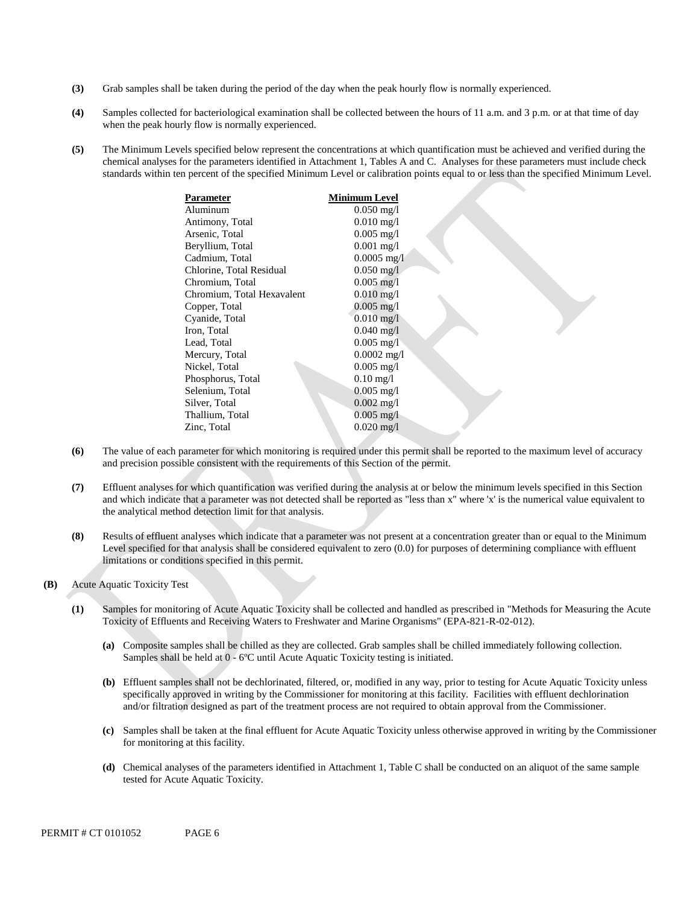**(3)** Grab samples shall be taken during the period of the day when the peak hourly flow is normally experienced.

**(4)** Samples collected for bacteriological examination shall be collected between the hours of 11 a.m. and 3 p.m. or at that time of day when the peak hourly flow is normally experienced.

**(5)** The Minimum Levels specified below represent the concentrations at which quantification must be achieved and verified during the chemical analyses for the parameters identified in Attachment 1, Tables A and C. Analyses for these parameters must include check standards within ten percent of the specified Minimum Level or calibration points equal to or less than the specified Minimum Level.

| Parameter | Minimum Level |
|---|---|
| Aluminum | 0.050 mg/l |
| Antimony, Total | 0.010 mg/l |
| Arsenic, Total | 0.005 mg/l |
| Beryllium, Total | 0.001 mg/l |
| Cadmium, Total | 0.0005 mg/l |
| Chlorine, Total Residual | 0.050 mg/l |
| Chromium, Total | 0.005 mg/l |
| Chromium, Total Hexavalent | 0.010 mg/l |
| Copper, Total | 0.005 mg/l |
| Cyanide, Total | 0.010 mg/l |
| Iron, Total | 0.040 mg/l |
| Lead, Total | 0.005 mg/l |
| Mercury, Total | 0.0002 mg/l |
| Nickel, Total | 0.005 mg/l |
| Phosphorus, Total | 0.10 mg/l |
| Selenium, Total | 0.005 mg/l |
| Silver, Total | 0.002 mg/l |
| Thallium, Total | 0.005 mg/l |
| Zinc, Total | 0.020 mg/l |

**(6)** The value of each parameter for which monitoring is required under this permit shall be reported to the maximum level of accuracy and precision possible consistent with the requirements of this Section of the permit.

**(7)** Effluent analyses for which quantification was verified during the analysis at or below the minimum levels specified in this Section and which indicate that a parameter was not detected shall be reported as "less than x" where 'x' is the numerical value equivalent to the analytical method detection limit for that analysis.

**(8)** Results of effluent analyses which indicate that a parameter was not present at a concentration greater than or equal to the Minimum Level specified for that analysis shall be considered equivalent to zero (0.0) for purposes of determining compliance with effluent limitations or conditions specified in this permit.

**(B)** Acute Aquatic Toxicity Test

**(1)** Samples for monitoring of Acute Aquatic Toxicity shall be collected and handled as prescribed in "Methods for Measuring the Acute Toxicity of Effluents and Receiving Waters to Freshwater and Marine Organisms" (EPA-821-R-02-012).

**(a)** Composite samples shall be chilled as they are collected. Grab samples shall be chilled immediately following collection. Samples shall be held at 0 - 6ºC until Acute Aquatic Toxicity testing is initiated.

**(b)** Effluent samples shall not be dechlorinated, filtered, or, modified in any way, prior to testing for Acute Aquatic Toxicity unless specifically approved in writing by the Commissioner for monitoring at this facility. Facilities with effluent dechlorination and/or filtration designed as part of the treatment process are not required to obtain approval from the Commissioner.

**(c)** Samples shall be taken at the final effluent for Acute Aquatic Toxicity unless otherwise approved in writing by the Commissioner for monitoring at this facility.

**(d)** Chemical analyses of the parameters identified in Attachment 1, Table C shall be conducted on an aliquot of the same sample tested for Acute Aquatic Toxicity.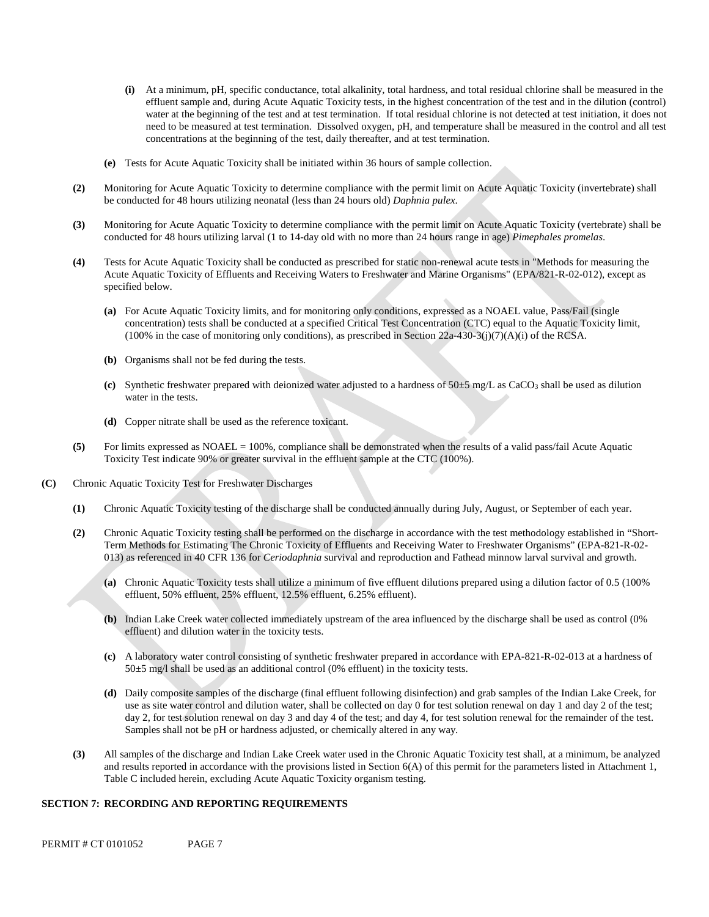**(i)** At a minimum, pH, specific conductance, total alkalinity, total hardness, and total residual chlorine shall be measured in the effluent sample and, during Acute Aquatic Toxicity tests, in the highest concentration of the test and in the dilution (control) water at the beginning of the test and at test termination. If total residual chlorine is not detected at test initiation, it does not need to be measured at test termination. Dissolved oxygen, pH, and temperature shall be measured in the control and all test concentrations at the beginning of the test, daily thereafter, and at test termination.

**(e)** Tests for Acute Aquatic Toxicity shall be initiated within 36 hours of sample collection.

**(2)** Monitoring for Acute Aquatic Toxicity to determine compliance with the permit limit on Acute Aquatic Toxicity (invertebrate) shall be conducted for 48 hours utilizing neonatal (less than 24 hours old) *Daphnia pulex*.

**(3)** Monitoring for Acute Aquatic Toxicity to determine compliance with the permit limit on Acute Aquatic Toxicity (vertebrate) shall be conducted for 48 hours utilizing larval (1 to 14-day old with no more than 24 hours range in age) *Pimephales promelas*.

**(4)** Tests for Acute Aquatic Toxicity shall be conducted as prescribed for static non-renewal acute tests in "Methods for measuring the Acute Aquatic Toxicity of Effluents and Receiving Waters to Freshwater and Marine Organisms" (EPA/821-R-02-012), except as specified below.

**(a)** For Acute Aquatic Toxicity limits, and for monitoring only conditions, expressed as a NOAEL value, Pass/Fail (single concentration) tests shall be conducted at a specified Critical Test Concentration (CTC) equal to the Aquatic Toxicity limit, (100% in the case of monitoring only conditions), as prescribed in Section 22a-430-3(j)(7)(A)(i) of the RCSA.

**(b)** Organisms shall not be fed during the tests.

**(c)** Synthetic freshwater prepared with deionized water adjusted to a hardness of 50±5 mg/L as $CaCO_3$ shall be used as dilution water in the tests.

**(d)** Copper nitrate shall be used as the reference toxicant.

**(5)** For limits expressed as NOAEL = 100%, compliance shall be demonstrated when the results of a valid pass/fail Acute Aquatic Toxicity Test indicate 90% or greater survival in the effluent sample at the CTC (100%).

**(C)** Chronic Aquatic Toxicity Test for Freshwater Discharges

**(1)** Chronic Aquatic Toxicity testing of the discharge shall be conducted annually during July, August, or September of each year.

**(2)** Chronic Aquatic Toxicity testing shall be performed on the discharge in accordance with the test methodology established in "Short-Term Methods for Estimating The Chronic Toxicity of Effluents and Receiving Water to Freshwater Organisms" (EPA-821-R-02-013) as referenced in 40 CFR 136 for *Ceriodaphnia* survival and reproduction and Fathead minnow larval survival and growth.

**(a)** Chronic Aquatic Toxicity tests shall utilize a minimum of five effluent dilutions prepared using a dilution factor of 0.5 (100% effluent, 50% effluent, 25% effluent, 12.5% effluent, 6.25% effluent).

**(b)** Indian Lake Creek water collected immediately upstream of the area influenced by the discharge shall be used as control (0% effluent) and dilution water in the toxicity tests.

**(c)** A laboratory water control consisting of synthetic freshwater prepared in accordance with EPA-821-R-02-013 at a hardness of 50±5 mg/l shall be used as an additional control (0% effluent) in the toxicity tests.

**(d)** Daily composite samples of the discharge (final effluent following disinfection) and grab samples of the Indian Lake Creek, for use as site water control and dilution water, shall be collected on day 0 for test solution renewal on day 1 and day 2 of the test; day 2, for test solution renewal on day 3 and day 4 of the test; and day 4, for test solution renewal for the remainder of the test. Samples shall not be pH or hardness adjusted, or chemically altered in any way.

**(3)** All samples of the discharge and Indian Lake Creek water used in the Chronic Aquatic Toxicity test shall, at a minimum, be analyzed and results reported in accordance with the provisions listed in Section 6(A) of this permit for the parameters listed in Attachment 1, Table C included herein, excluding Acute Aquatic Toxicity organism testing.

## SECTION 7: RECORDING AND REPORTING REQUIREMENTS

PERMIT # CT 0101052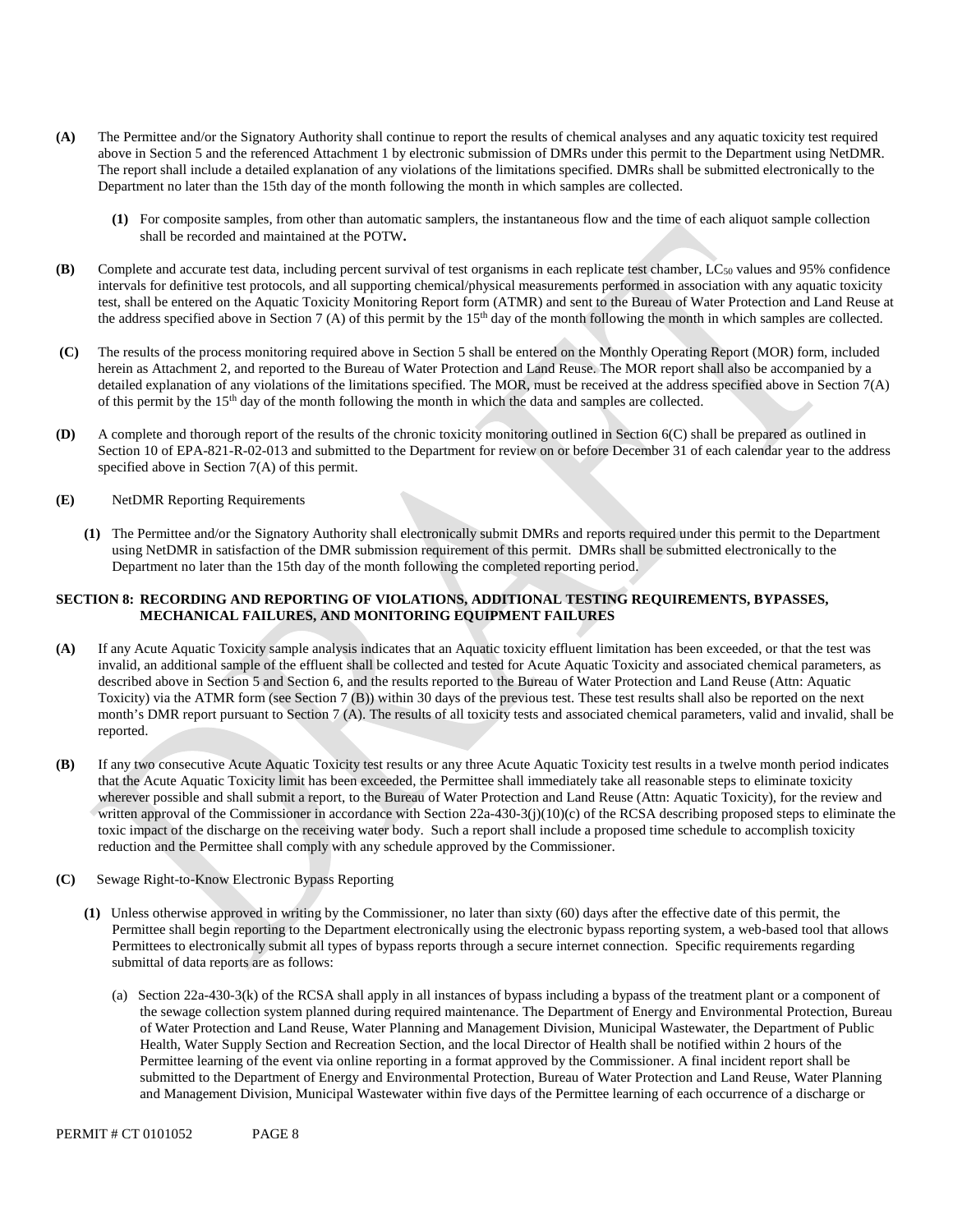**(A)** The Permittee and/or the Signatory Authority shall continue to report the results of chemical analyses and any aquatic toxicity test required above in Section 5 and the referenced Attachment 1 by electronic submission of DMRs under this permit to the Department using NetDMR. The report shall include a detailed explanation of any violations of the limitations specified. DMRs shall be submitted electronically to the Department no later than the 15th day of the month following the month in which samples are collected.

> **(1)** For composite samples, from other than automatic samplers, the instantaneous flow and the time of each aliquot sample collection shall be recorded and maintained at the POTW**.**

**(B)** Complete and accurate test data, including percent survival of test organisms in each replicate test chamber, $LC_{50}$ values and 95% confidence intervals for definitive test protocols, and all supporting chemical/physical measurements performed in association with any aquatic toxicity test, shall be entered on the Aquatic Toxicity Monitoring Report form (ATMR) and sent to the Bureau of Water Protection and Land Reuse at the address specified above in Section 7 (A) of this permit by the 15th day of the month following the month in which samples are collected.

**(C)** The results of the process monitoring required above in Section 5 shall be entered on the Monthly Operating Report (MOR) form, included herein as Attachment 2, and reported to the Bureau of Water Protection and Land Reuse. The MOR report shall also be accompanied by a detailed explanation of any violations of the limitations specified. The MOR, must be received at the address specified above in Section 7(A) of this permit by the 15th day of the month following the month in which the data and samples are collected.

**(D)** A complete and thorough report of the results of the chronic toxicity monitoring outlined in Section 6(C) shall be prepared as outlined in Section 10 of EPA-821-R-02-013 and submitted to the Department for review on or before December 31 of each calendar year to the address specified above in Section 7(A) of this permit.

**(E)** NetDMR Reporting Requirements

> **(1)** The Permittee and/or the Signatory Authority shall electronically submit DMRs and reports required under this permit to the Department using NetDMR in satisfaction of the DMR submission requirement of this permit. DMRs shall be submitted electronically to the Department no later than the 15th day of the month following the completed reporting period.

## SECTION 8: RECORDING AND REPORTING OF VIOLATIONS, ADDITIONAL TESTING REQUIREMENTS, BYPASSES, MECHANICAL FAILURES, AND MONITORING EQUIPMENT FAILURES

**(A)** If any Acute Aquatic Toxicity sample analysis indicates that an Aquatic toxicity effluent limitation has been exceeded, or that the test was invalid, an additional sample of the effluent shall be collected and tested for Acute Aquatic Toxicity and associated chemical parameters, as described above in Section 5 and Section 6, and the results reported to the Bureau of Water Protection and Land Reuse (Attn: Aquatic Toxicity) via the ATMR form (see Section 7 (B)) within 30 days of the previous test. These test results shall also be reported on the next month's DMR report pursuant to Section 7 (A). The results of all toxicity tests and associated chemical parameters, valid and invalid, shall be reported.

**(B)** If any two consecutive Acute Aquatic Toxicity test results or any three Acute Aquatic Toxicity test results in a twelve month period indicates that the Acute Aquatic Toxicity limit has been exceeded, the Permittee shall immediately take all reasonable steps to eliminate toxicity wherever possible and shall submit a report, to the Bureau of Water Protection and Land Reuse (Attn: Aquatic Toxicity), for the review and written approval of the Commissioner in accordance with Section 22a-430-3(j)(10)(c) of the RCSA describing proposed steps to eliminate the toxic impact of the discharge on the receiving water body. Such a report shall include a proposed time schedule to accomplish toxicity reduction and the Permittee shall comply with any schedule approved by the Commissioner.

**(C)** Sewage Right-to-Know Electronic Bypass Reporting

> **(1)** Unless otherwise approved in writing by the Commissioner, no later than sixty (60) days after the effective date of this permit, the Permittee shall begin reporting to the Department electronically using the electronic bypass reporting system, a web-based tool that allows Permittees to electronically submit all types of bypass reports through a secure internet connection. Specific requirements regarding submittal of data reports are as follows:
>
> > (a) Section 22a-430-3(k) of the RCSA shall apply in all instances of bypass including a bypass of the treatment plant or a component of the sewage collection system planned during required maintenance. The Department of Energy and Environmental Protection, Bureau of Water Protection and Land Reuse, Water Planning and Management Division, Municipal Wastewater, the Department of Public Health, Water Supply Section and Recreation Section, and the local Director of Health shall be notified within 2 hours of the Permittee learning of the event via online reporting in a format approved by the Commissioner. A final incident report shall be submitted to the Department of Energy and Environmental Protection, Bureau of Water Protection and Land Reuse, Water Planning and Management Division, Municipal Wastewater within five days of the Permittee learning of each occurrence of a discharge or

PERMIT # CT 0101052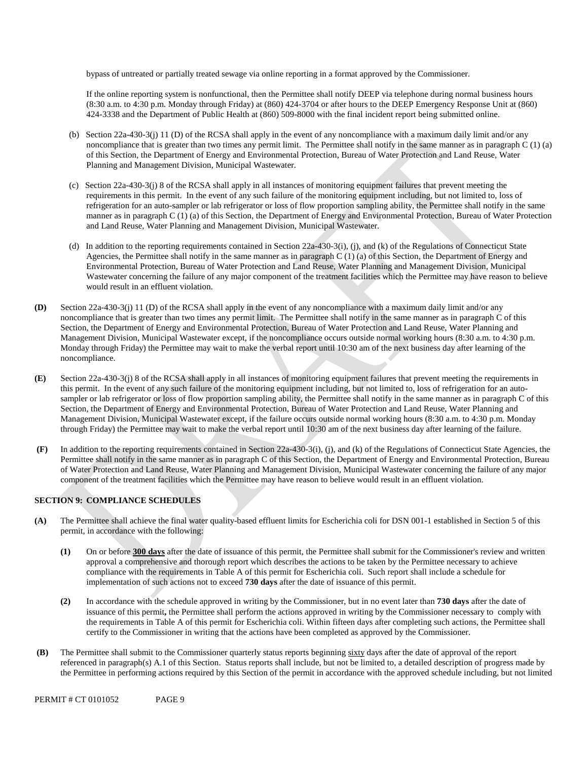bypass of untreated or partially treated sewage via online reporting in a format approved by the Commissioner.

If the online reporting system is nonfunctional, then the Permittee shall notify DEEP via telephone during normal business hours (8:30 a.m. to 4:30 p.m. Monday through Friday) at (860) 424-3704 or after hours to the DEEP Emergency Response Unit at (860) 424-3338 and the Department of Public Health at (860) 509-8000 with the final incident report being submitted online.

(b) Section 22a-430-3(j) 11 (D) of the RCSA shall apply in the event of any noncompliance with a maximum daily limit and/or any noncompliance that is greater than two times any permit limit. The Permittee shall notify in the same manner as in paragraph C (1) (a) of this Section, the Department of Energy and Environmental Protection, Bureau of Water Protection and Land Reuse, Water Planning and Management Division, Municipal Wastewater.

(c) Section 22a-430-3(j) 8 of the RCSA shall apply in all instances of monitoring equipment failures that prevent meeting the requirements in this permit. In the event of any such failure of the monitoring equipment including, but not limited to, loss of refrigeration for an auto-sampler or lab refrigerator or loss of flow proportion sampling ability, the Permittee shall notify in the same manner as in paragraph C (1) (a) of this Section, the Department of Energy and Environmental Protection, Bureau of Water Protection and Land Reuse, Water Planning and Management Division, Municipal Wastewater.

(d) In addition to the reporting requirements contained in Section 22a-430-3(i), (j), and (k) of the Regulations of Connecticut State Agencies, the Permittee shall notify in the same manner as in paragraph C (1) (a) of this Section, the Department of Energy and Environmental Protection, Bureau of Water Protection and Land Reuse, Water Planning and Management Division, Municipal Wastewater concerning the failure of any major component of the treatment facilities which the Permittee may have reason to believe would result in an effluent violation.

**(D)** Section 22a-430-3(j) 11 (D) of the RCSA shall apply in the event of any noncompliance with a maximum daily limit and/or any noncompliance that is greater than two times any permit limit. The Permittee shall notify in the same manner as in paragraph C of this Section, the Department of Energy and Environmental Protection, Bureau of Water Protection and Land Reuse, Water Planning and Management Division, Municipal Wastewater except, if the noncompliance occurs outside normal working hours (8:30 a.m. to 4:30 p.m. Monday through Friday) the Permittee may wait to make the verbal report until 10:30 am of the next business day after learning of the noncompliance.

**(E)** Section 22a-430-3(j) 8 of the RCSA shall apply in all instances of monitoring equipment failures that prevent meeting the requirements in this permit. In the event of any such failure of the monitoring equipment including, but not limited to, loss of refrigeration for an auto-sampler or lab refrigerator or loss of flow proportion sampling ability, the Permittee shall notify in the same manner as in paragraph C of this Section, the Department of Energy and Environmental Protection, Bureau of Water Protection and Land Reuse, Water Planning and Management Division, Municipal Wastewater except, if the failure occurs outside normal working hours (8:30 a.m. to 4:30 p.m. Monday through Friday) the Permittee may wait to make the verbal report until 10:30 am of the next business day after learning of the failure.

**(F)** In addition to the reporting requirements contained in Section 22a-430-3(i), (j), and (k) of the Regulations of Connecticut State Agencies, the Permittee shall notify in the same manner as in paragraph C of this Section, the Department of Energy and Environmental Protection, Bureau of Water Protection and Land Reuse, Water Planning and Management Division, Municipal Wastewater concerning the failure of any major component of the treatment facilities which the Permittee may have reason to believe would result in an effluent violation.

## SECTION 9: COMPLIANCE SCHEDULES

**(A)** The Permittee shall achieve the final water quality-based effluent limits for Escherichia coli for DSN 001-1 established in Section 5 of this permit, in accordance with the following:

**(1)** On or before **300 days** after the date of issuance of this permit, the Permittee shall submit for the Commissioner's review and written approval a comprehensive and thorough report which describes the actions to be taken by the Permittee necessary to achieve compliance with the requirements in Table A of this permit for Escherichia coli. Such report shall include a schedule for implementation of such actions not to exceed **730 days** after the date of issuance of this permit.

**(2)** In accordance with the schedule approved in writing by the Commissioner, but in no event later than **730 days** after the date of issuance of this permit**,** the Permittee shall perform the actions approved in writing by the Commissioner necessary to comply with the requirements in Table A of this permit for Escherichia coli. Within fifteen days after completing such actions, the Permittee shall certify to the Commissioner in writing that the actions have been completed as approved by the Commissioner.

**(B)** The Permittee shall submit to the Commissioner quarterly status reports beginning sixty days after the date of approval of the report referenced in paragraph(s) A.1 of this Section. Status reports shall include, but not be limited to, a detailed description of progress made by the Permittee in performing actions required by this Section of the permit in accordance with the approved schedule including, but not limited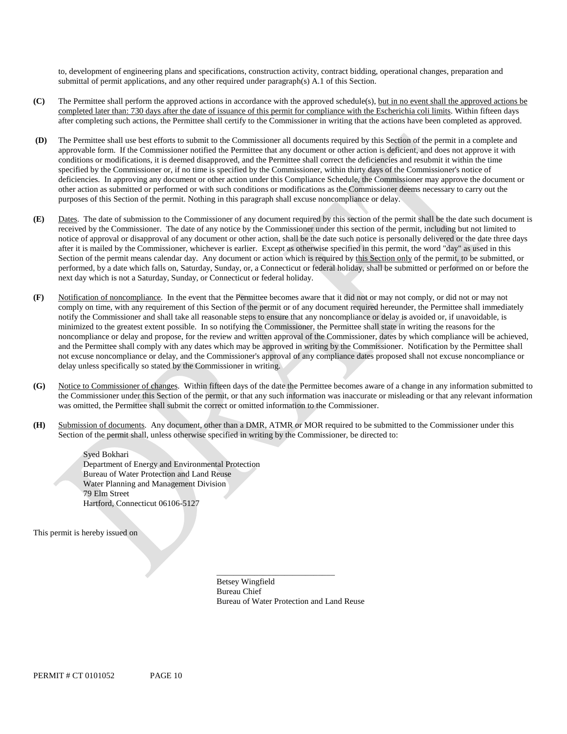to, development of engineering plans and specifications, construction activity, contract bidding, operational changes, preparation and submittal of permit applications, and any other required under paragraph(s) A.1 of this Section.

**(C)** The Permittee shall perform the approved actions in accordance with the approved schedule(s), <u>but in no event shall the approved actions be completed later than: 730 days after the date of issuance of this permit for compliance with the Escherichia coli limits</u>. Within fifteen days after completing such actions, the Permittee shall certify to the Commissioner in writing that the actions have been completed as approved.

**(D)** The Permittee shall use best efforts to submit to the Commissioner all documents required by this Section of the permit in a complete and approvable form. If the Commissioner notified the Permittee that any document or other action is deficient, and does not approve it with conditions or modifications, it is deemed disapproved, and the Permittee shall correct the deficiencies and resubmit it within the time specified by the Commissioner or, if no time is specified by the Commissioner, within thirty days of the Commissioner's notice of deficiencies. In approving any document or other action under this Compliance Schedule, the Commissioner may approve the document or other action as submitted or performed or with such conditions or modifications as the Commissioner deems necessary to carry out the purposes of this Section of the permit. Nothing in this paragraph shall excuse noncompliance or delay.

**(E)** <u>Dates</u>. The date of submission to the Commissioner of any document required by this section of the permit shall be the date such document is received by the Commissioner. The date of any notice by the Commissioner under this section of the permit, including but not limited to notice of approval or disapproval of any document or other action, shall be the date such notice is personally delivered or the date three days after it is mailed by the Commissioner, whichever is earlier. Except as otherwise specified in this permit, the word "day" as used in this Section of the permit means calendar day. Any document or action which is required by <u>this Section only</u> of the permit, to be submitted, or performed, by a date which falls on, Saturday, Sunday, or, a Connecticut or federal holiday, shall be submitted or performed on or before the next day which is not a Saturday, Sunday, or Connecticut or federal holiday.

**(F)** <u>Notification of noncompliance</u>. In the event that the Permittee becomes aware that it did not or may not comply, or did not or may not comply on time, with any requirement of this Section of the permit or of any document required hereunder, the Permittee shall immediately notify the Commissioner and shall take all reasonable steps to ensure that any noncompliance or delay is avoided or, if unavoidable, is minimized to the greatest extent possible. In so notifying the Commissioner, the Permittee shall state in writing the reasons for the noncompliance or delay and propose, for the review and written approval of the Commissioner, dates by which compliance will be achieved, and the Permittee shall comply with any dates which may be approved in writing by the Commissioner. Notification by the Permittee shall not excuse noncompliance or delay, and the Commissioner's approval of any compliance dates proposed shall not excuse noncompliance or delay unless specifically so stated by the Commissioner in writing.

**(G)** <u>Notice to Commissioner of changes</u>. Within fifteen days of the date the Permittee becomes aware of a change in any information submitted to the Commissioner under this Section of the permit, or that any such information was inaccurate or misleading or that any relevant information was omitted, the Permittee shall submit the correct or omitted information to the Commissioner.

**(H)** <u>Submission of documents</u>. Any document, other than a DMR, ATMR or MOR required to be submitted to the Commissioner under this Section of the permit shall, unless otherwise specified in writing by the Commissioner, be directed to:

Syed Bokhari
Department of Energy and Environmental Protection
Bureau of Water Protection and Land Reuse
Water Planning and Management Division
79 Elm Street
Hartford, Connecticut 06106-5127

This permit is hereby issued on

\_\_\_\_\_\_\_\_\_\_\_\_\_\_\_\_\_\_\_\_\_\_\_\_\_\_\_\_
Betsey Wingfield
Bureau Chief
Bureau of Water Protection and Land Reuse

PERMIT # CT 0101052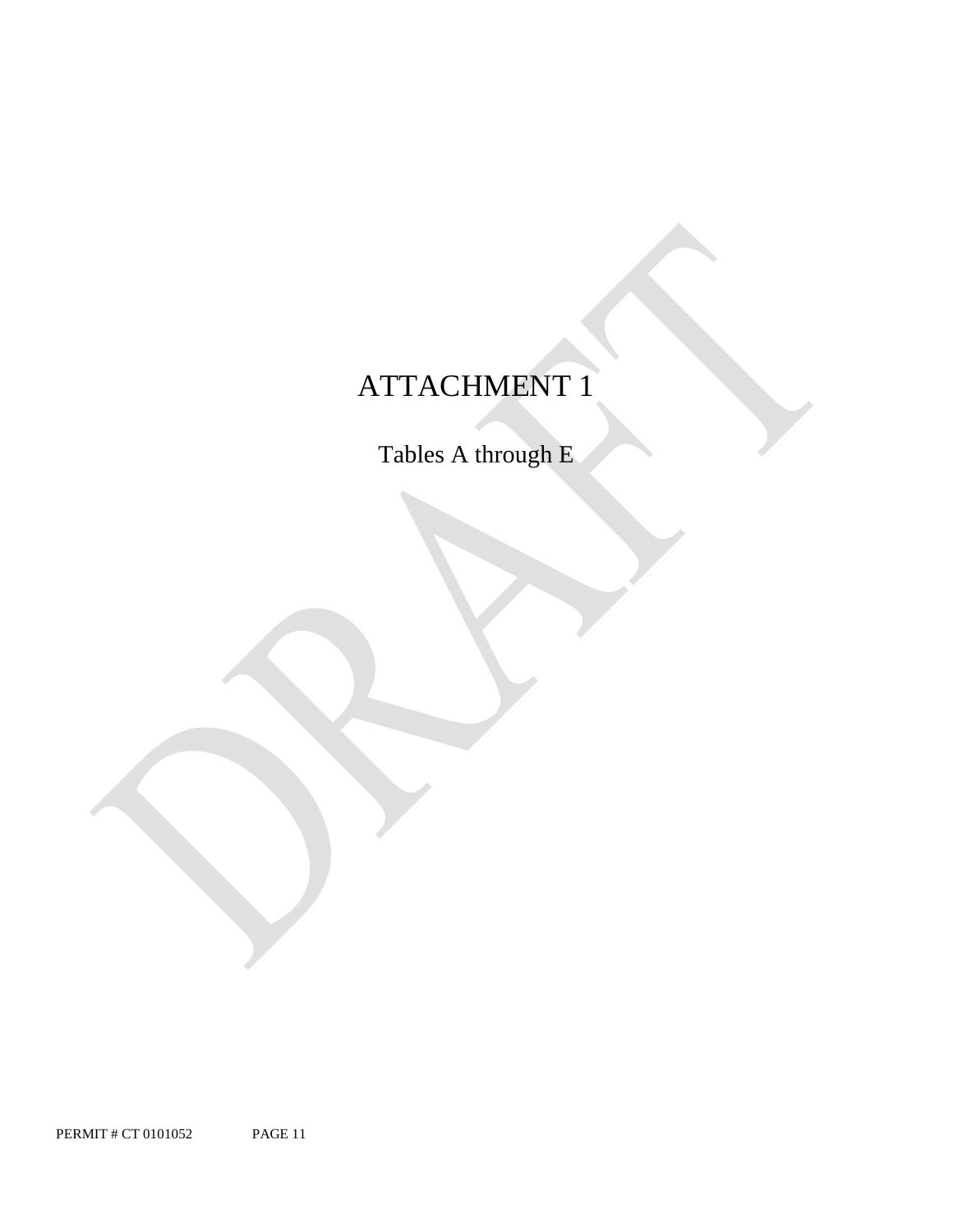# ATTACHMENT 1

Tables A through E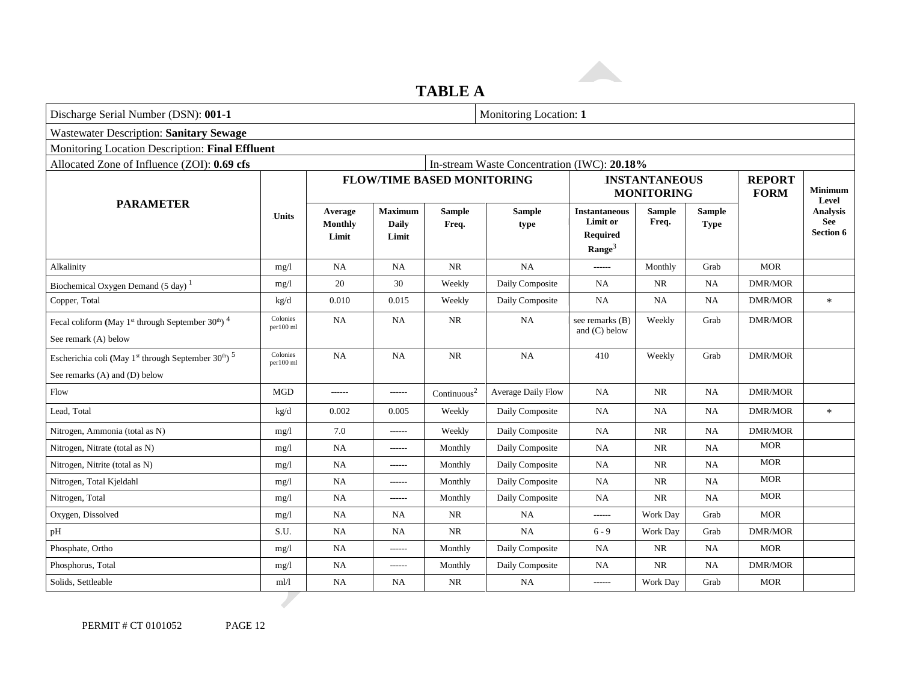# TABLE A

| Discharge Serial Number (DSN): **001-1** | | | | | | Monitoring Location: **1** | | | | |
|---|---|---|---|---|---|---|---|---|---|---|
| Wastewater Description: **Sanitary Sewage** | | | | | | | | | | |
| Monitoring Location Description: **Final Effluent** | | | | | | | | | | |
| Allocated Zone of Influence (ZOI): **0.69 cfs** | | | | In-stream Waste Concentration (IWC): **20.18%** | | | | | | |
| **PARAMETER** | **Units** | **FLOW/TIME BASED MONITORING** | | | | **INSTANTANEOUS MONITORING** | | | **REPORT FORM** | **Minimum Level Analysis See Section 6** |
| | | **Average Monthly Limit** | **Maximum Daily Limit** | **Sample Freq.** | **Sample type** | **Instantaneous Limit or Required Range**[3] | **Sample Freq.** | **Sample Type** | | |
| Alkalinity | mg/l | NA | NA | NR | NA | ------ | Monthly | Grab | MOR | |
| Biochemical Oxygen Demand (5 day) [1] | mg/l | 20 | 30 | Weekly | Daily Composite | NA | NR | NA | DMR/MOR | |
| Copper, Total | kg/d | 0.010 | 0.015 | Weekly | Daily Composite | NA | NA | NA | DMR/MOR | * |
| Fecal coliform (May 1st through September 30th) [4] See remark (A) below | Colonies per100 ml | NA | NA | NR | NA | see remarks (B) and (C) below | Weekly | Grab | DMR/MOR | |
| Escherichia coli (May 1st through September 30th) [5] See remarks (A) and (D) below | Colonies per100 ml | NA | NA | NR | NA | 410 | Weekly | Grab | DMR/MOR | |
| Flow | MGD | ------ | ------ | Continuous[2] | Average Daily Flow | NA | NR | NA | DMR/MOR | |
| Lead, Total | kg/d | 0.002 | 0.005 | Weekly | Daily Composite | NA | NA | NA | DMR/MOR | * |
| Nitrogen, Ammonia (total as N) | mg/l | 7.0 | ------ | Weekly | Daily Composite | NA | NR | NA | DMR/MOR | |
| Nitrogen, Nitrate (total as N) | mg/l | NA | ------ | Monthly | Daily Composite | NA | NR | NA | MOR | |
| Nitrogen, Nitrite (total as N) | mg/l | NA | ------ | Monthly | Daily Composite | NA | NR | NA | MOR | |
| Nitrogen, Total Kjeldahl | mg/l | NA | ------ | Monthly | Daily Composite | NA | NR | NA | MOR | |
| Nitrogen, Total | mg/l | NA | ------ | Monthly | Daily Composite | NA | NR | NA | MOR | |
| Oxygen, Dissolved | mg/l | NA | NA | NR | NA | ------ | Work Day | Grab | MOR | |
| pH | S.U. | NA | NA | NR | NA | 6 - 9 | Work Day | Grab | DMR/MOR | |
| Phosphate, Ortho | mg/l | NA | ------ | Monthly | Daily Composite | NA | NR | NA | MOR | |
| Phosphorus, Total | mg/l | NA | ------ | Monthly | Daily Composite | NA | NR | NA | DMR/MOR | |
| Solids, Settleable | ml/l | NA | NA | NR | NA | ------ | Work Day | Grab | MOR | |

PERMIT # CT 0101052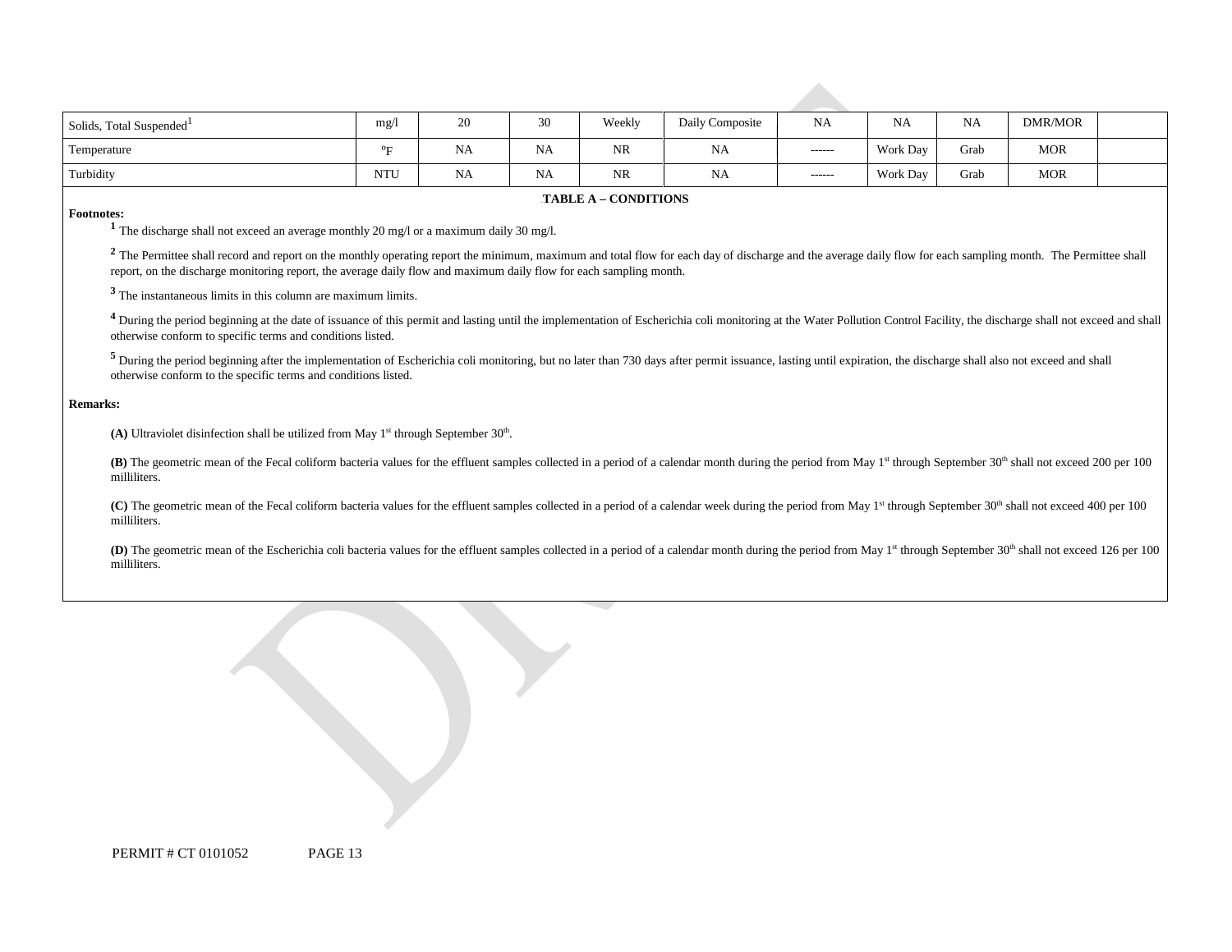| Solids, Total Suspended[1] | mg/l | 20 | 30 | Weekly | Daily Composite | NA | NA | NA | DMR/MOR | |
|---|---|---|---|---|---|---|---|---|---|---|
| Temperature | ºF | NA | NA | NR | NA | ------ | Work Day | Grab | MOR | |
| Turbidity | NTU | NA | NA | NR | NA | ------ | Work Day | Grab | MOR | |

**TABLE A – CONDITIONS**

**Footnotes:**

[1] The discharge shall not exceed an average monthly 20 mg/l or a maximum daily 30 mg/l.

[2] The Permittee shall record and report on the monthly operating report the minimum, maximum and total flow for each day of discharge and the average daily flow for each sampling month. The Permittee shall report, on the discharge monitoring report, the average daily flow and maximum daily flow for each sampling month.

[3] The instantaneous limits in this column are maximum limits.

[4] During the period beginning at the date of issuance of this permit and lasting until the implementation of Escherichia coli monitoring at the Water Pollution Control Facility, the discharge shall not exceed and shall otherwise conform to specific terms and conditions listed.

[5] During the period beginning after the implementation of Escherichia coli monitoring, but no later than 730 days after permit issuance, lasting until expiration, the discharge shall also not exceed and shall otherwise conform to the specific terms and conditions listed.

**Remarks:**

**(A)** Ultraviolet disinfection shall be utilized from May 1st through September 30th.

**(B)** The geometric mean of the Fecal coliform bacteria values for the effluent samples collected in a period of a calendar month during the period from May 1st through September 30th shall not exceed 200 per 100 milliliters.

**(C)** The geometric mean of the Fecal coliform bacteria values for the effluent samples collected in a period of a calendar week during the period from May 1st through September 30th shall not exceed 400 per 100 milliliters.

**(D)** The geometric mean of the Escherichia coli bacteria values for the effluent samples collected in a period of a calendar month during the period from May 1st through September 30th shall not exceed 126 per 100 milliliters.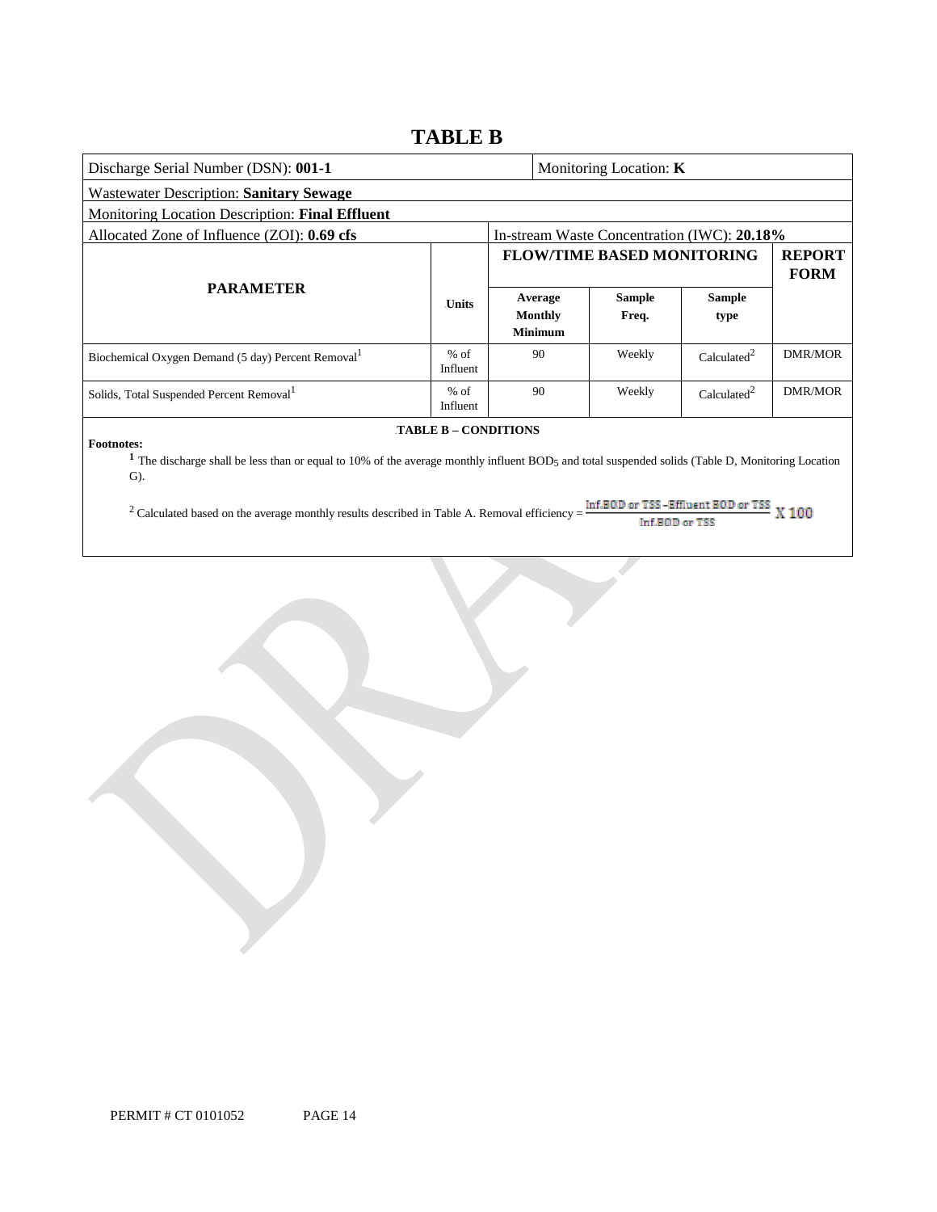# TABLE B

| Discharge Serial Number (DSN): **001-1** | | Monitoring Location: **K** | | | |
|---|---|---|---|---|---|
| Wastewater Description: **Sanitary Sewage** | | | | | |
| Monitoring Location Description: **Final Effluent** | | | | | |
| Allocated Zone of Influence (ZOI): **0.69 cfs** | | In-stream Waste Concentration (IWC): **20.18%** | | | |
| **PARAMETER** | **Units** | **FLOW/TIME BASED MONITORING** | | | **REPORT FORM** |
| | | **Average Monthly Minimum** | **Sample Freq.** | **Sample type** | |
| Biochemical Oxygen Demand (5 day) Percent Removal[1] | % of Influent | 90 | Weekly | Calculated[2] | DMR/MOR |
| Solids, Total Suspended Percent Removal[1] | % of Influent | 90 | Weekly | Calculated[2] | DMR/MOR |

**TABLE B – CONDITIONS**

**Footnotes:**

[1] The discharge shall be less than or equal to 10% of the average monthly influent $BOD_5$ and total suspended solids (Table D, Monitoring Location G).

[2] Calculated based on the average monthly results described in Table A. Removal efficiency = $\frac{\text{Inf.BOD or TSS} - \text{Effluent BOD or TSS}}{\text{Inf.BOD or TSS}} \times 100$

PERMIT # CT 0101052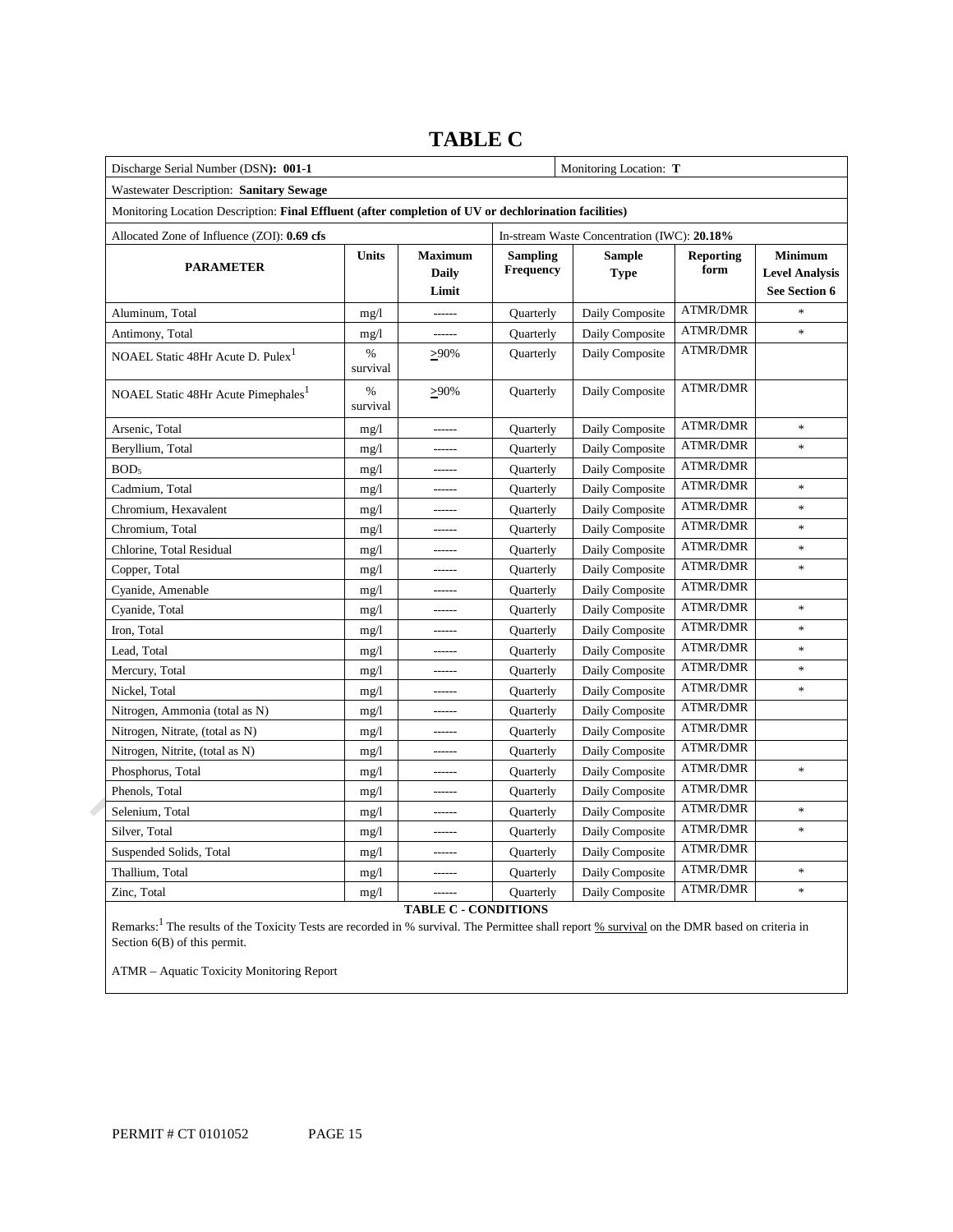# TABLE C

| Discharge Serial Number (DSN): **001-1** | | | | Monitoring Location: **T** | | |
|---|---|---|---|---|---|---|
| Wastewater Description: **Sanitary Sewage** | | | | | | |
| Monitoring Location Description: **Final Effluent (after completion of UV or dechlorination facilities)** | | | | | | |
| Allocated Zone of Influence (ZOI): **0.69 cfs** | | | In-stream Waste Concentration (IWC): **20.18%** | | | |
| **PARAMETER** | **Units** | **Maximum Daily Limit** | **Sampling Frequency** | **Sample Type** | **Reporting form** | **Minimum Level Analysis See Section 6** |
| Aluminum, Total | mg/l | ------ | Quarterly | Daily Composite | ATMR/DMR | * |
| Antimony, Total | mg/l | ------ | Quarterly | Daily Composite | ATMR/DMR | * |
| NOAEL Static 48Hr Acute D. Pulex[1] | % survival | ≥90% | Quarterly | Daily Composite | ATMR/DMR | |
| NOAEL Static 48Hr Acute Pimephales[1] | % survival | ≥90% | Quarterly | Daily Composite | ATMR/DMR | |
| Arsenic, Total | mg/l | ------ | Quarterly | Daily Composite | ATMR/DMR | * |
| Beryllium, Total | mg/l | ------ | Quarterly | Daily Composite | ATMR/DMR | * |
| $BOD_5$ | mg/l | ------ | Quarterly | Daily Composite | ATMR/DMR | |
| Cadmium, Total | mg/l | ------ | Quarterly | Daily Composite | ATMR/DMR | * |
| Chromium, Hexavalent | mg/l | ------ | Quarterly | Daily Composite | ATMR/DMR | * |
| Chromium, Total | mg/l | ------ | Quarterly | Daily Composite | ATMR/DMR | * |
| Chlorine, Total Residual | mg/l | ------ | Quarterly | Daily Composite | ATMR/DMR | * |
| Copper, Total | mg/l | ------ | Quarterly | Daily Composite | ATMR/DMR | * |
| Cyanide, Amenable | mg/l | ------ | Quarterly | Daily Composite | ATMR/DMR | |
| Cyanide, Total | mg/l | ------ | Quarterly | Daily Composite | ATMR/DMR | * |
| Iron, Total | mg/l | ------ | Quarterly | Daily Composite | ATMR/DMR | * |
| Lead, Total | mg/l | ------ | Quarterly | Daily Composite | ATMR/DMR | * |
| Mercury, Total | mg/l | ------ | Quarterly | Daily Composite | ATMR/DMR | * |
| Nickel, Total | mg/l | ------ | Quarterly | Daily Composite | ATMR/DMR | * |
| Nitrogen, Ammonia (total as N) | mg/l | ------ | Quarterly | Daily Composite | ATMR/DMR | |
| Nitrogen, Nitrate, (total as N) | mg/l | ------ | Quarterly | Daily Composite | ATMR/DMR | |
| Nitrogen, Nitrite, (total as N) | mg/l | ------ | Quarterly | Daily Composite | ATMR/DMR | |
| Phosphorus, Total | mg/l | ------ | Quarterly | Daily Composite | ATMR/DMR | * |
| Phenols, Total | mg/l | ------ | Quarterly | Daily Composite | ATMR/DMR | |
| Selenium, Total | mg/l | ------ | Quarterly | Daily Composite | ATMR/DMR | * |
| Silver, Total | mg/l | ------ | Quarterly | Daily Composite | ATMR/DMR | * |
| Suspended Solids, Total | mg/l | ------ | Quarterly | Daily Composite | ATMR/DMR | |
| Thallium, Total | mg/l | ------ | Quarterly | Daily Composite | ATMR/DMR | * |
| Zinc, Total | mg/l | ------ | Quarterly | Daily Composite | ATMR/DMR | * |

**TABLE C - CONDITIONS**

Remarks:[1] The results of the Toxicity Tests are recorded in % survival. The Permittee shall report % survival on the DMR based on criteria in Section 6(B) of this permit.

ATMR – Aquatic Toxicity Monitoring Report

PERMIT # CT 0101052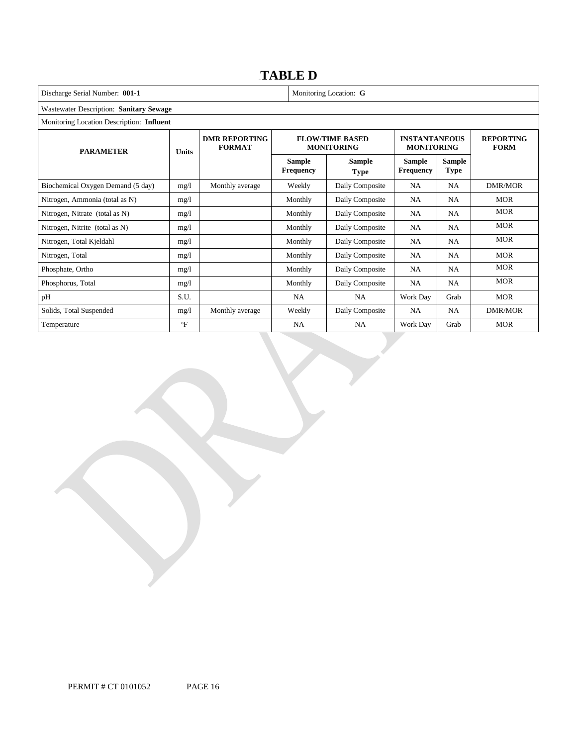# TABLE D

| Discharge Serial Number: **001-1** | | | | Monitoring Location: **G** | | | |
|---|---|---|---|---|---|---|---|
| Wastewater Description: **Sanitary Sewage** | | | | | | | |
| Monitoring Location Description: **Influent** | | | | | | | |
| **PARAMETER** | **Units** | **DMR REPORTING FORMAT** | **FLOW/TIME BASED MONITORING** | | **INSTANTANEOUS MONITORING** | | **REPORTING FORM** |
| | | | **Sample Frequency** | **Sample Type** | **Sample Frequency** | **Sample Type** | |
| Biochemical Oxygen Demand (5 day) | mg/l | Monthly average | Weekly | Daily Composite | NA | NA | DMR/MOR |
| Nitrogen, Ammonia (total as N) | mg/l | | Monthly | Daily Composite | NA | NA | MOR |
| Nitrogen, Nitrate (total as N) | mg/l | | Monthly | Daily Composite | NA | NA | MOR |
| Nitrogen, Nitrite (total as N) | mg/l | | Monthly | Daily Composite | NA | NA | MOR |
| Nitrogen, Total Kjeldahl | mg/l | | Monthly | Daily Composite | NA | NA | MOR |
| Nitrogen, Total | mg/l | | Monthly | Daily Composite | NA | NA | MOR |
| Phosphate, Ortho | mg/l | | Monthly | Daily Composite | NA | NA | MOR |
| Phosphorus, Total | mg/l | | Monthly | Daily Composite | NA | NA | MOR |
| pH | S.U. | | NA | NA | Work Day | Grab | MOR |
| Solids, Total Suspended | mg/l | Monthly average | Weekly | Daily Composite | NA | NA | DMR/MOR |
| Temperature | °F | | NA | NA | Work Day | Grab | MOR |

PERMIT # CT 0101052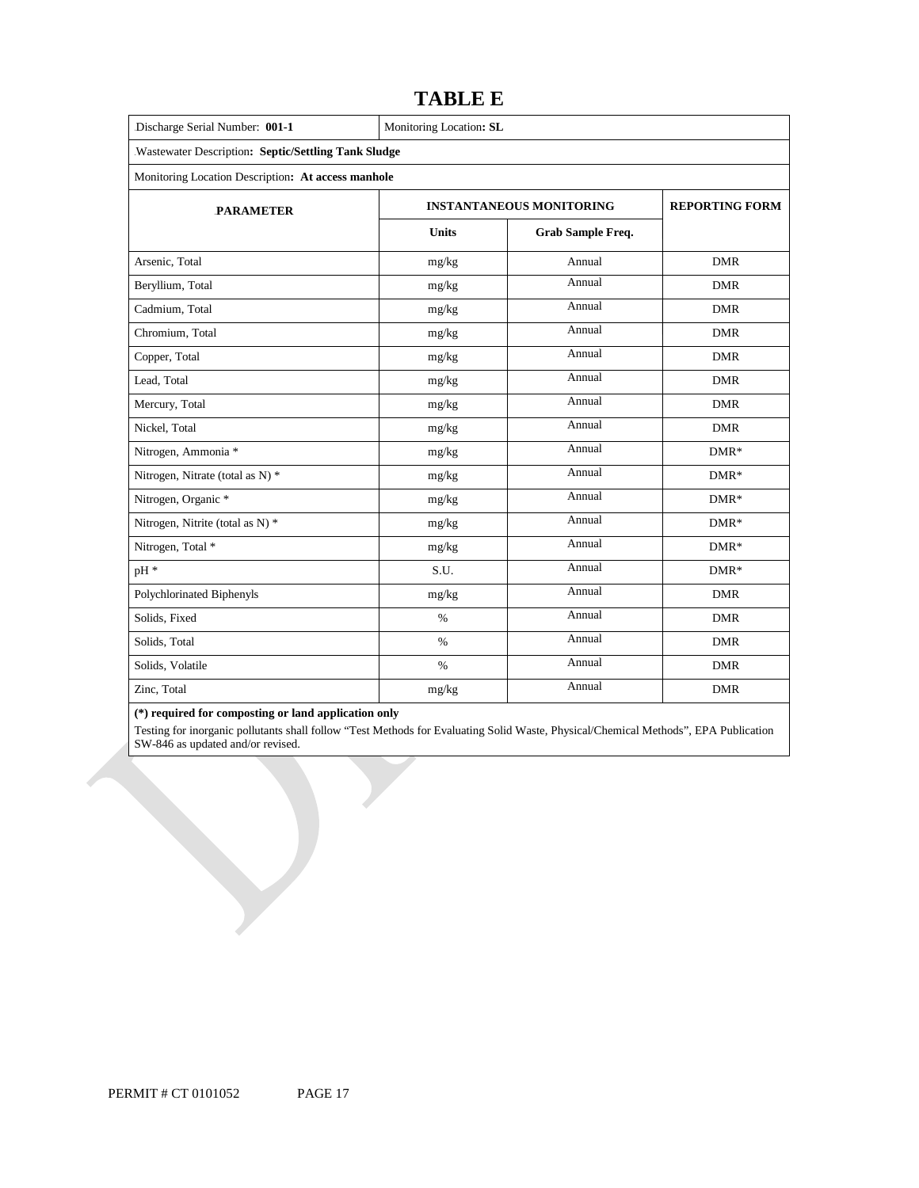# TABLE E

| Discharge Serial Number: **001-1** | Monitoring Location**: SL** | | |
|---|---|---|---|
| Wastewater Description**: Septic/Settling Tank Sludge** | | | |
| Monitoring Location Description**: At access manhole** | | | |
| **PARAMETER** | **INSTANTANEOUS MONITORING** | | **REPORTING FORM** |
| | **Units** | **Grab Sample Freq.** | |
| Arsenic, Total | mg/kg | Annual | DMR |
| Beryllium, Total | mg/kg | Annual | DMR |
| Cadmium, Total | mg/kg | Annual | DMR |
| Chromium, Total | mg/kg | Annual | DMR |
| Copper, Total | mg/kg | Annual | DMR |
| Lead, Total | mg/kg | Annual | DMR |
| Mercury, Total | mg/kg | Annual | DMR |
| Nickel, Total | mg/kg | Annual | DMR |
| Nitrogen, Ammonia * | mg/kg | Annual | DMR* |
| Nitrogen, Nitrate (total as N) * | mg/kg | Annual | DMR* |
| Nitrogen, Organic * | mg/kg | Annual | DMR* |
| Nitrogen, Nitrite (total as N) * | mg/kg | Annual | DMR* |
| Nitrogen, Total * | mg/kg | Annual | DMR* |
| pH * | S.U. | Annual | DMR* |
| Polychlorinated Biphenyls | mg/kg | Annual | DMR |
| Solids, Fixed | % | Annual | DMR |
| Solids, Total | % | Annual | DMR |
| Solids, Volatile | % | Annual | DMR |
| Zinc, Total | mg/kg | Annual | DMR |

**(*) required for composting or land application only**

Testing for inorganic pollutants shall follow "Test Methods for Evaluating Solid Waste, Physical/Chemical Methods", EPA Publication SW-846 as updated and/or revised.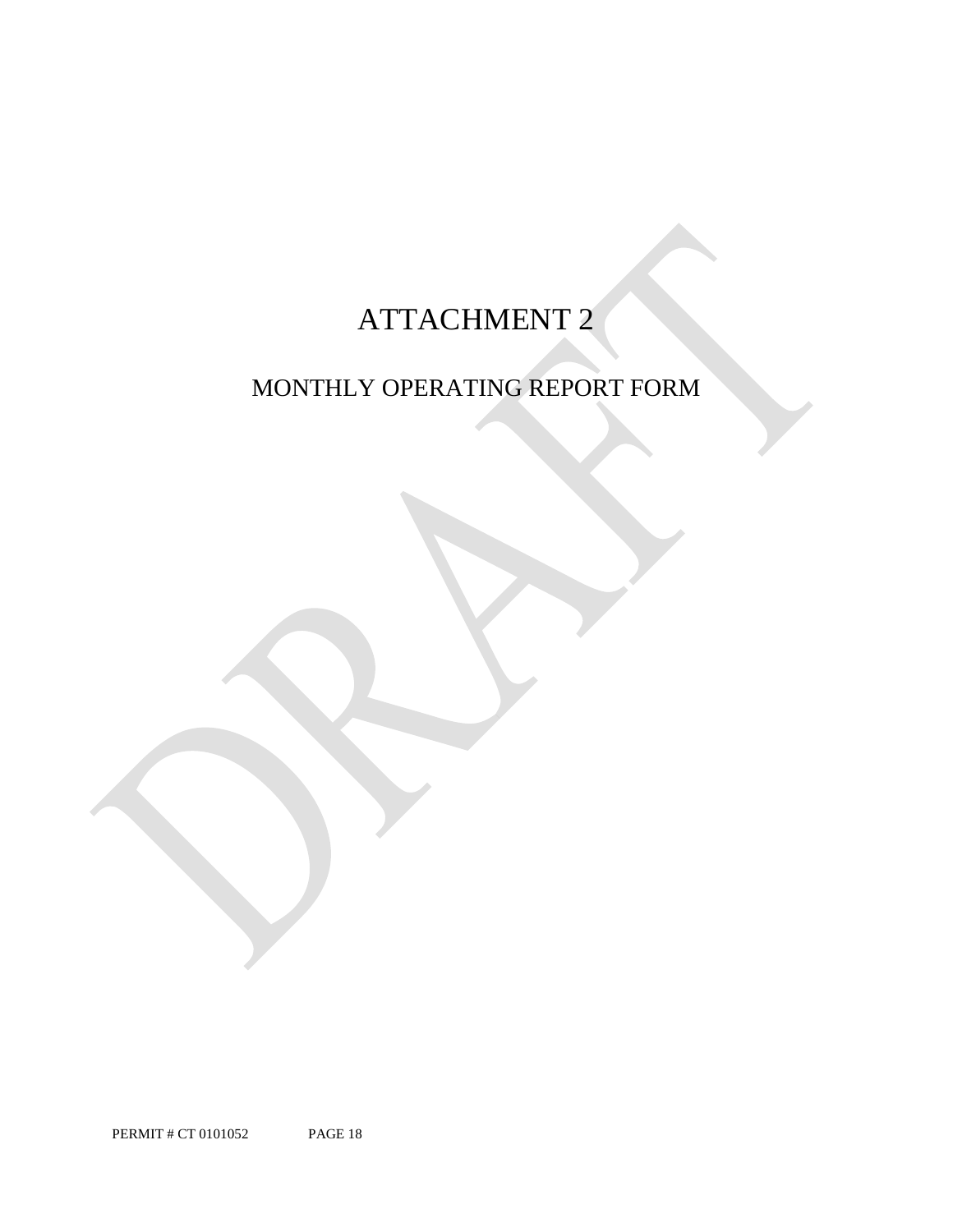# ATTACHMENT 2

## MONTHLY OPERATING REPORT FORM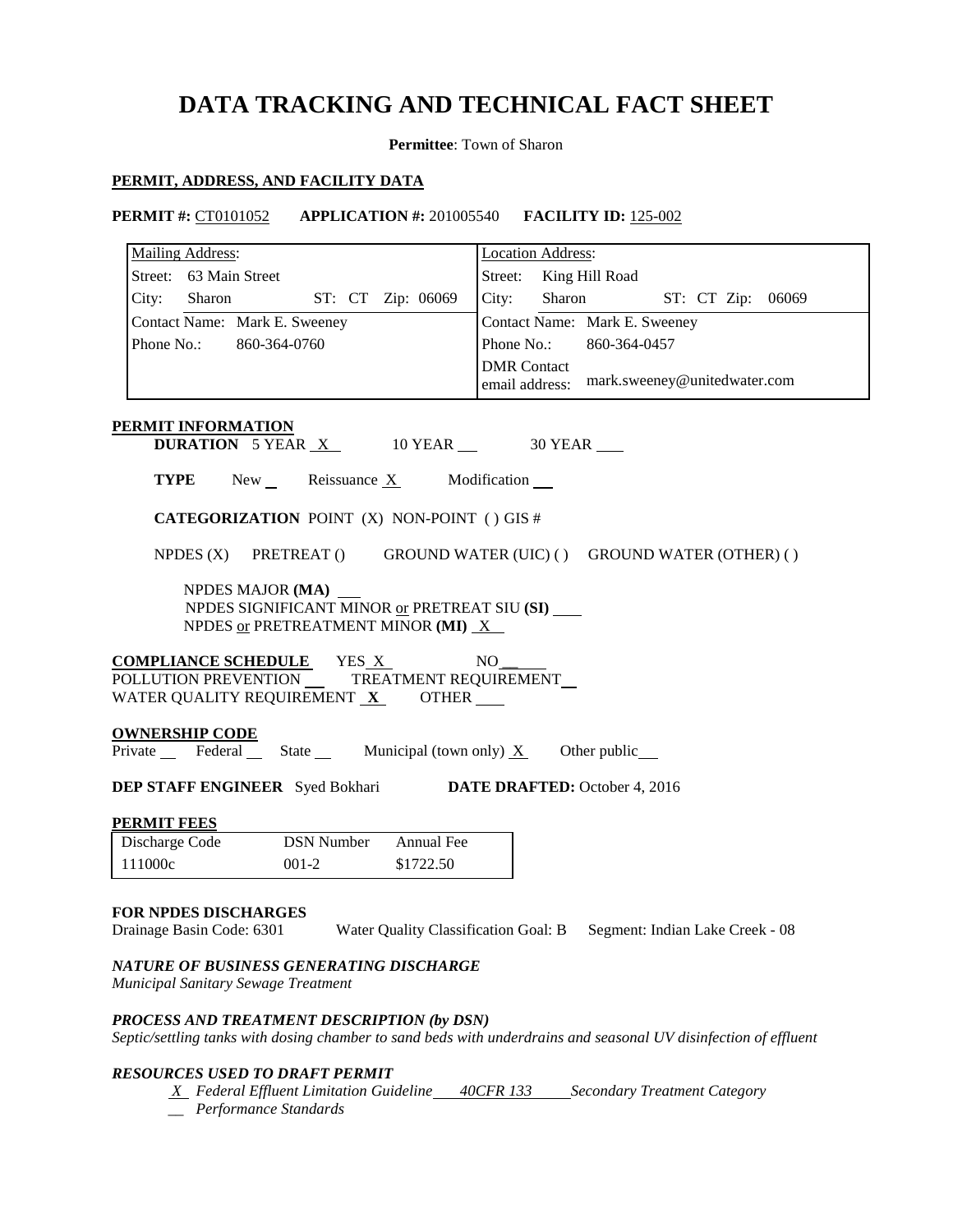# DATA TRACKING AND TECHNICAL FACT SHEET

**Permittee**: Town of Sharon

## PERMIT, ADDRESS, AND FACILITY DATA

**PERMIT #:** CT0101052 **APPLICATION #:** 201005540 **FACILITY ID:** 125-002

| Mailing Address: | Location Address: |
|---|---|
| Street: 63 Main Street | Street: King Hill Road |
| City: Sharon ST: CT Zip: 06069 | City: Sharon ST: CT Zip: 06069 |
| Contact Name: Mark E. Sweeney | Contact Name: Mark E. Sweeney |
| Phone No.: 860-364-0760 | Phone No.: 860-364-0457 |
| | DMR Contact email address: mark.sweeney@unitedwater.com |

**PERMIT INFORMATION**

**DURATION** 5 YEAR X 10 YEAR __ 30 YEAR __

**TYPE** New __ Reissuance X Modification __

**CATEGORIZATION** POINT (X) NON-POINT ( ) GIS #

NPDES (X) PRETREAT () GROUND WATER (UIC) ( ) GROUND WATER (OTHER) ( )

NPDES MAJOR **(MA)** __
NPDES SIGNIFICANT MINOR or PRETREAT SIU **(SI)** __
NPDES or PRETREATMENT MINOR **(MI)** X

**COMPLIANCE SCHEDULE** YES X NO __
POLLUTION PREVENTION __ TREATMENT REQUIREMENT __
WATER QUALITY REQUIREMENT **X** OTHER __

**OWNERSHIP CODE**
Private __ Federal __ State __ Municipal (town only) X Other public __

**DEP STAFF ENGINEER** Syed Bokhari **DATE DRAFTED:** October 4, 2016

**PERMIT FEES**

| Discharge Code | DSN Number | Annual Fee |
|---|---|---|
| 111000c | 001-2 | $1722.50 |

**FOR NPDES DISCHARGES**
Drainage Basin Code: 6301 Water Quality Classification Goal: B Segment: Indian Lake Creek - 08

***NATURE OF BUSINESS GENERATING DISCHARGE***
*Municipal Sanitary Sewage Treatment*

***PROCESS AND TREATMENT DESCRIPTION (by DSN)***
*Septic/settling tanks with dosing chamber to sand beds with underdrains and seasonal UV disinfection of effluent*

***RESOURCES USED TO DRAFT PERMIT***

*X Federal Effluent Limitation Guideline 40CFR 133 Secondary Treatment Category*
*__ Performance Standards*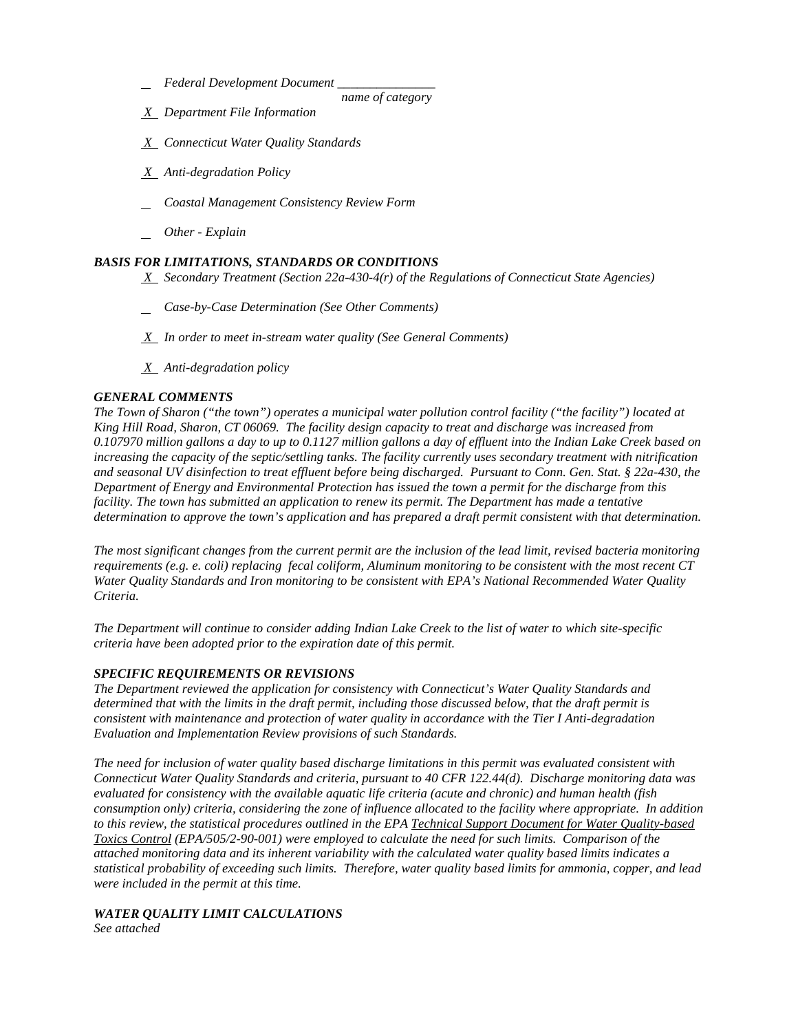*__ Federal Development Document _______________*
*name of category*

*_X_ Department File Information*

*_X_ Connecticut Water Quality Standards*

*_X_ Anti-degradation Policy*

*__ Coastal Management Consistency Review Form*

*__ Other - Explain*

### *BASIS FOR LIMITATIONS, STANDARDS OR CONDITIONS*

*_X_ Secondary Treatment (Section 22a-430-4(r) of the Regulations of Connecticut State Agencies)*

*__ Case-by-Case Determination (See Other Comments)*

*_X_ In order to meet in-stream water quality (See General Comments)*

*_X_ Anti-degradation policy*

### *GENERAL COMMENTS*

*The Town of Sharon ("the town") operates a municipal water pollution control facility ("the facility") located at King Hill Road, Sharon, CT 06069. The facility design capacity to treat and discharge was increased from 0.107970 million gallons a day to up to 0.1127 million gallons a day of effluent into the Indian Lake Creek based on increasing the capacity of the septic/settling tanks. The facility currently uses secondary treatment with nitrification and seasonal UV disinfection to treat effluent before being discharged. Pursuant to Conn. Gen. Stat. § 22a-430, the Department of Energy and Environmental Protection has issued the town a permit for the discharge from this facility. The town has submitted an application to renew its permit. The Department has made a tentative determination to approve the town's application and has prepared a draft permit consistent with that determination.*

*The most significant changes from the current permit are the inclusion of the lead limit, revised bacteria monitoring requirements (e.g. e. coli) replacing fecal coliform, Aluminum monitoring to be consistent with the most recent CT Water Quality Standards and Iron monitoring to be consistent with EPA's National Recommended Water Quality Criteria.*

*The Department will continue to consider adding Indian Lake Creek to the list of water to which site-specific criteria have been adopted prior to the expiration date of this permit.*

### *SPECIFIC REQUIREMENTS OR REVISIONS*

*The Department reviewed the application for consistency with Connecticut's Water Quality Standards and determined that with the limits in the draft permit, including those discussed below, that the draft permit is consistent with maintenance and protection of water quality in accordance with the Tier I Anti-degradation Evaluation and Implementation Review provisions of such Standards.*

*The need for inclusion of water quality based discharge limitations in this permit was evaluated consistent with Connecticut Water Quality Standards and criteria, pursuant to 40 CFR 122.44(d). Discharge monitoring data was evaluated for consistency with the available aquatic life criteria (acute and chronic) and human health (fish consumption only) criteria, considering the zone of influence allocated to the facility where appropriate. In addition to this review, the statistical procedures outlined in the EPA Technical Support Document for Water Quality-based Toxics Control (EPA/505/2-90-001) were employed to calculate the need for such limits. Comparison of the attached monitoring data and its inherent variability with the calculated water quality based limits indicates a statistical probability of exceeding such limits. Therefore, water quality based limits for ammonia, copper, and lead were included in the permit at this time.*

### *WATER QUALITY LIMIT CALCULATIONS*

*See attached*